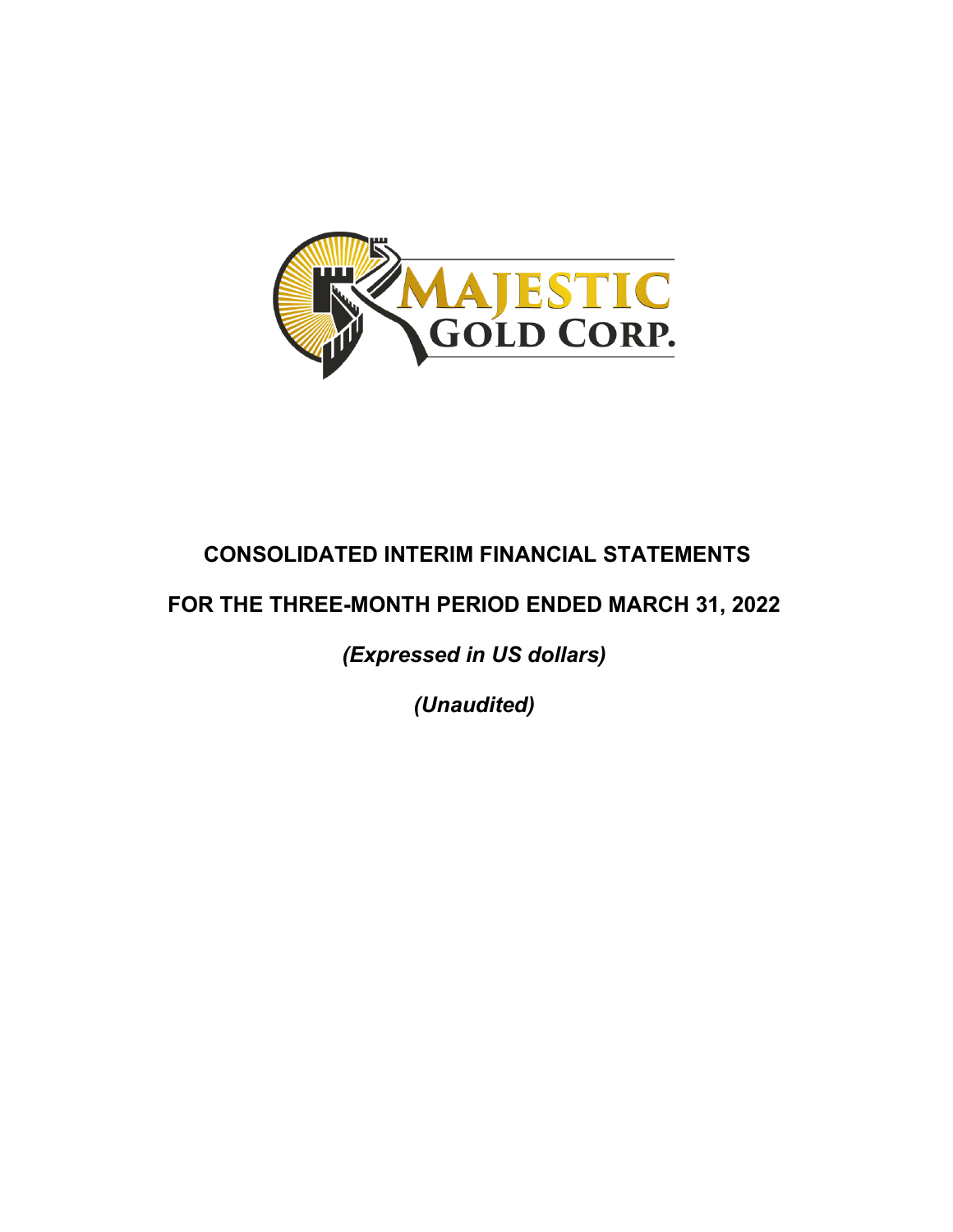MAJESTIC GOLD CORP.

# CONSOLIDATED INTERIM FINANCIAL STATEMENTS

## FOR THE THREE-MONTH PERIOD ENDED MARCH 31, 2022

***(Expressed in US dollars)***

***(Unaudited)***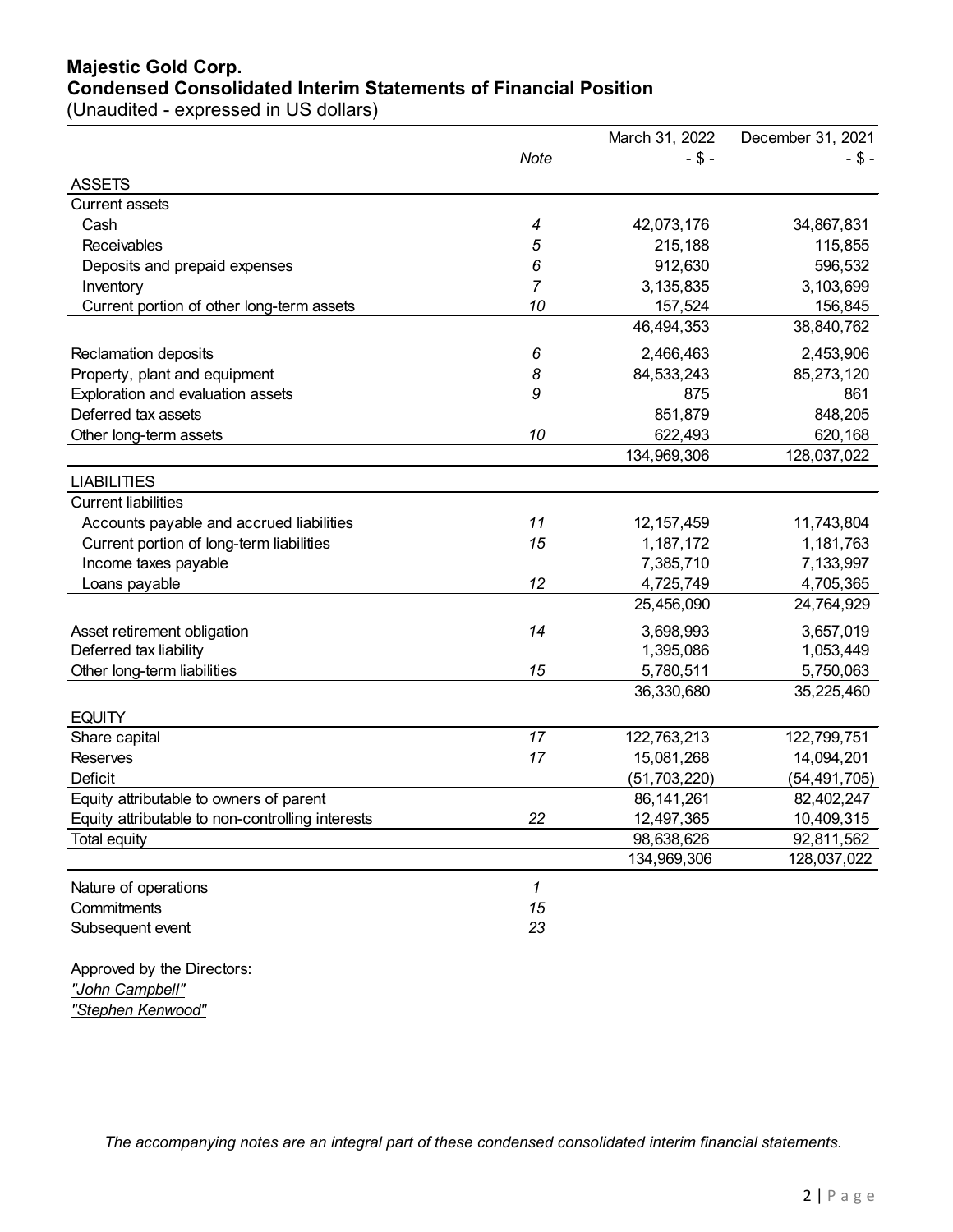# Majestic Gold Corp.
## Condensed Consolidated Interim Statements of Financial Position

(Unaudited - expressed in US dollars)

| | *Note* | March 31, 2022<br>- $ - | December 31, 2021<br>- $ - |
|---|---|---|---|
| ASSETS | | | |
| Current assets | | | |
| Cash | *4* | 42,073,176 | 34,867,831 |
| Receivables | *5* | 215,188 | 115,855 |
| Deposits and prepaid expenses | *6* | 912,630 | 596,532 |
| Inventory | *7* | 3,135,835 | 3,103,699 |
| Current portion of other long-term assets | *10* | 157,524 | 156,845 |
| | | 46,494,353 | 38,840,762 |
| Reclamation deposits | *6* | 2,466,463 | 2,453,906 |
| Property, plant and equipment | *8* | 84,533,243 | 85,273,120 |
| Exploration and evaluation assets | *9* | 875 | 861 |
| Deferred tax assets | | 851,879 | 848,205 |
| Other long-term assets | *10* | 622,493 | 620,168 |
| | | 134,969,306 | 128,037,022 |
| LIABILITIES | | | |
| Current liabilities | | | |
| Accounts payable and accrued liabilities | *11* | 12,157,459 | 11,743,804 |
| Current portion of long-term liabilities | *15* | 1,187,172 | 1,181,763 |
| Income taxes payable | | 7,385,710 | 7,133,997 |
| Loans payable | *12* | 4,725,749 | 4,705,365 |
| | | 25,456,090 | 24,764,929 |
| Asset retirement obligation | *14* | 3,698,993 | 3,657,019 |
| Deferred tax liability | | 1,395,086 | 1,053,449 |
| Other long-term liabilities | *15* | 5,780,511 | 5,750,063 |
| | | 36,330,680 | 35,225,460 |
| EQUITY | | | |
| Share capital | *17* | 122,763,213 | 122,799,751 |
| Reserves | *17* | 15,081,268 | 14,094,201 |
| Deficit | | (51,703,220) | (54,491,705) |
| Equity attributable to owners of parent | | 86,141,261 | 82,402,247 |
| Equity attributable to non-controlling interests | *22* | 12,497,365 | 10,409,315 |
| Total equity | | 98,638,626 | 92,811,562 |
| | | 134,969,306 | 128,037,022 |

| | | |
|---|---|---|
| Nature of operations | *1* | |
| Commitments | *15* | |
| Subsequent event | *23* | |

Approved by the Directors:

*"John Campbell"*

*"Stephen Kenwood"*

*The accompanying notes are an integral part of these condensed consolidated interim financial statements.*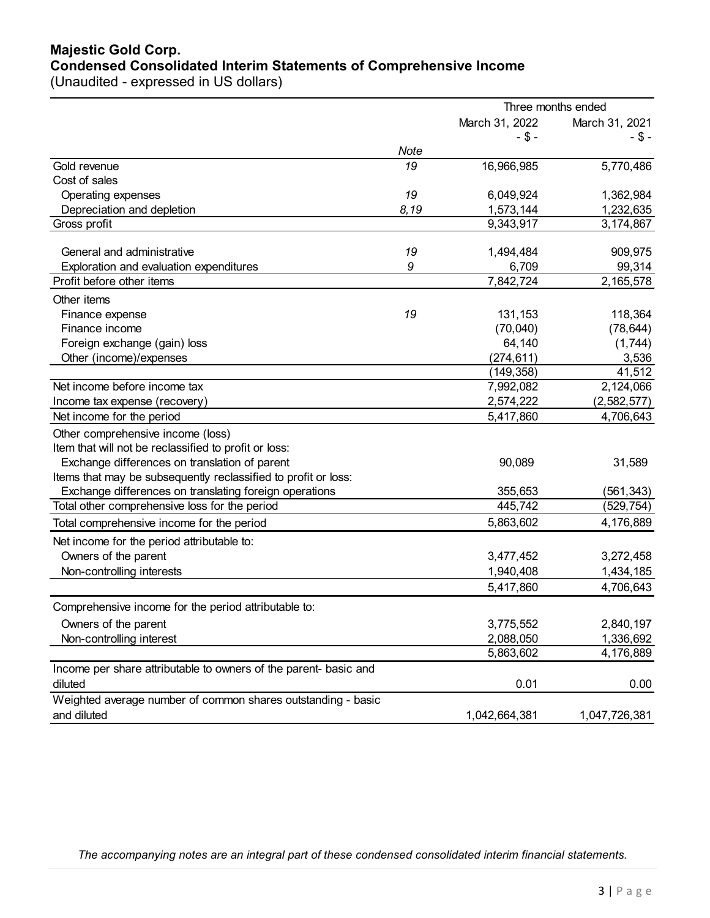**Majestic Gold Corp.**
**Condensed Consolidated Interim Statements of Comprehensive Income**
(Unaudited - expressed in US dollars)

| | | Three months ended | |
|---|---|---|---|
| | | March 31, 2022 | March 31, 2021 |
| | | - $ - | - $ - |
| | *Note* | | |
| Gold revenue | *19* | 16,966,985 | 5,770,486 |
| Cost of sales | | | |
| Operating expenses | *19* | 6,049,924 | 1,362,984 |
| Depreciation and depletion | *8,19* | 1,573,144 | 1,232,635 |
| Gross profit | | 9,343,917 | 3,174,867 |
| General and administrative | *19* | 1,494,484 | 909,975 |
| Exploration and evaluation expenditures | *9* | 6,709 | 99,314 |
| Profit before other items | | 7,842,724 | 2,165,578 |
| Other items | | | |
| Finance expense | *19* | 131,153 | 118,364 |
| Finance income | | (70,040) | (78,644) |
| Foreign exchange (gain) loss | | 64,140 | (1,744) |
| Other (income)/expenses | | (274,611) | 3,536 |
| | | (149,358) | 41,512 |
| Net income before income tax | | 7,992,082 | 2,124,066 |
| Income tax expense (recovery) | | 2,574,222 | (2,582,577) |
| Net income for the period | | 5,417,860 | 4,706,643 |
| Other comprehensive income (loss) | | | |
| Item that will not be reclassified to profit or loss: | | | |
| Exchange differences on translation of parent | | 90,089 | 31,589 |
| Items that may be subsequently reclassified to profit or loss: | | | |
| Exchange differences on translating foreign operations | | 355,653 | (561,343) |
| Total other comprehensive loss for the period | | 445,742 | (529,754) |
| Total comprehensive income for the period | | 5,863,602 | 4,176,889 |
| Net income for the period attributable to: | | | |
| Owners of the parent | | 3,477,452 | 3,272,458 |
| Non-controlling interests | | 1,940,408 | 1,434,185 |
| | | 5,417,860 | 4,706,643 |
| Comprehensive income for the period attributable to: | | | |
| Owners of the parent | | 3,775,552 | 2,840,197 |
| Non-controlling interest | | 2,088,050 | 1,336,692 |
| | | 5,863,602 | 4,176,889 |
| Income per share attributable to owners of the parent- basic and diluted | | 0.01 | 0.00 |
| Weighted average number of common shares outstanding - basic and diluted | | 1,042,664,381 | 1,047,726,381 |

*The accompanying notes are an integral part of these condensed consolidated interim financial statements.*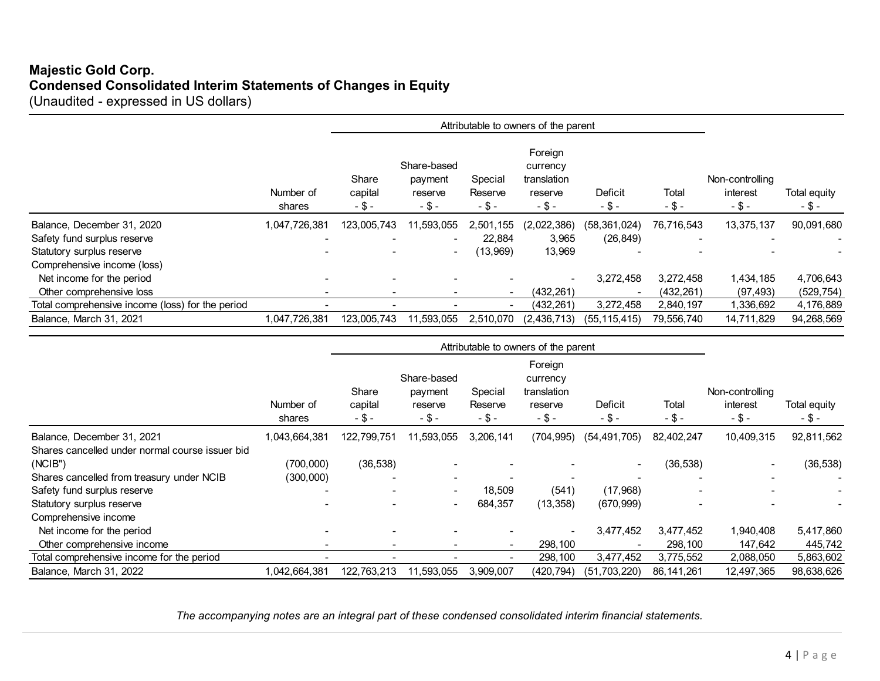**Majestic Gold Corp.**
**Condensed Consolidated Interim Statements of Changes in Equity**
(Unaudited - expressed in US dollars)

| | | Attributable to owners of the parent | | | | | | | |
|---|---|---|---|---|---|---|---|---|---|
| | Number of shares | Share capital - $ - | Share-based payment reserve - $ - | Special Reserve - $ - | Foreign currency translation reserve - $ - | Deficit - $ - | Total - $ - | Non-controlling interest - $ - | Total equity - $ - |
| Balance, December 31, 2020 | 1,047,726,381 | 123,005,743 | 11,593,055 | 2,501,155 | (2,022,386) | (58,361,024) | 76,716,543 | 13,375,137 | 90,091,680 |
| Safety fund surplus reserve | - | - | - | 22,884 | 3,965 | (26,849) | - | - | - |
| Statutory surplus reserve | - | - | - | (13,969) | 13,969 | - | - | - | - |
| Comprehensive income (loss) | | | | | | | | | |
| Net income for the period | - | - | - | - | - | 3,272,458 | 3,272,458 | 1,434,185 | 4,706,643 |
| Other comprehensive loss | - | - | - | - | (432,261) | - | (432,261) | (97,493) | (529,754) |
| Total comprehensive income (loss) for the period | - | - | - | - | (432,261) | 3,272,458 | 2,840,197 | 1,336,692 | 4,176,889 |
| Balance, March 31, 2021 | 1,047,726,381 | 123,005,743 | 11,593,055 | 2,510,070 | (2,436,713) | (55,115,415) | 79,556,740 | 14,711,829 | 94,268,569 |

| | | Attributable to owners of the parent | | | | | | | |
|---|---|---|---|---|---|---|---|---|---|
| | Number of shares | Share capital - $ - | Share-based payment reserve - $ - | Special Reserve - $ - | Foreign currency translation reserve - $ - | Deficit - $ - | Total - $ - | Non-controlling interest - $ - | Total equity - $ - |
| Balance, December 31, 2021 | 1,043,664,381 | 122,799,751 | 11,593,055 | 3,206,141 | (704,995) | (54,491,705) | 82,402,247 | 10,409,315 | 92,811,562 |
| Shares cancelled under normal course issuer bid (NCIB") | (700,000) | (36,538) | - | - | - | - | (36,538) | - | (36,538) |
| Shares cancelled from treasury under NCIB | (300,000) | - | - | - | - | - | - | - | - |
| Safety fund surplus reserve | - | - | - | 18,509 | (541) | (17,968) | - | - | - |
| Statutory surplus reserve | - | - | - | 684,357 | (13,358) | (670,999) | - | - | - |
| Comprehensive income | | | | | | | | | |
| Net income for the period | - | - | - | - | - | 3,477,452 | 3,477,452 | 1,940,408 | 5,417,860 |
| Other comprehensive income | - | - | - | - | 298,100 | - | 298,100 | 147,642 | 445,742 |
| Total comprehensive income for the period | - | - | - | - | 298,100 | 3,477,452 | 3,775,552 | 2,088,050 | 5,863,602 |
| Balance, March 31, 2022 | 1,042,664,381 | 122,763,213 | 11,593,055 | 3,909,007 | (420,794) | (51,703,220) | 86,141,261 | 12,497,365 | 98,638,626 |

*The accompanying notes are an integral part of these condensed consolidated interim financial statements.*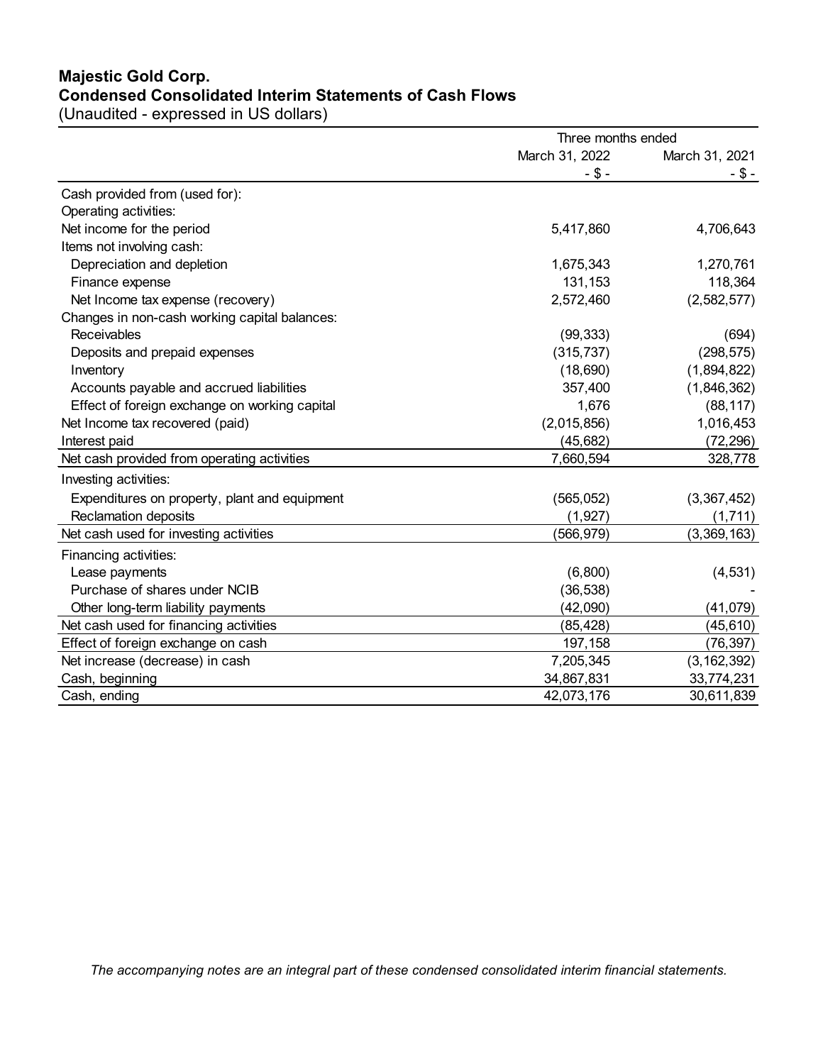**Majestic Gold Corp.**
**Condensed Consolidated Interim Statements of Cash Flows**
(Unaudited - expressed in US dollars)

| | Three months ended | |
|---|---|---|
| | March 31, 2022 | March 31, 2021 |
| | - $ - | - $ - |
| Cash provided from (used for): | | |
| Operating activities: | | |
| Net income for the period | 5,417,860 | 4,706,643 |
| Items not involving cash: | | |
| Depreciation and depletion | 1,675,343 | 1,270,761 |
| Finance expense | 131,153 | 118,364 |
| Net Income tax expense (recovery) | 2,572,460 | (2,582,577) |
| Changes in non-cash working capital balances: | | |
| Receivables | (99,333) | (694) |
| Deposits and prepaid expenses | (315,737) | (298,575) |
| Inventory | (18,690) | (1,894,822) |
| Accounts payable and accrued liabilities | 357,400 | (1,846,362) |
| Effect of foreign exchange on working capital | 1,676 | (88,117) |
| Net Income tax recovered (paid) | (2,015,856) | 1,016,453 |
| Interest paid | (45,682) | (72,296) |
| Net cash provided from operating activities | 7,660,594 | 328,778 |
| Investing activities: | | |
| Expenditures on property, plant and equipment | (565,052) | (3,367,452) |
| Reclamation deposits | (1,927) | (1,711) |
| Net cash used for investing activities | (566,979) | (3,369,163) |
| Financing activities: | | |
| Lease payments | (6,800) | (4,531) |
| Purchase of shares under NCIB | (36,538) | - |
| Other long-term liability payments | (42,090) | (41,079) |
| Net cash used for financing activities | (85,428) | (45,610) |
| Effect of foreign exchange on cash | 197,158 | (76,397) |
| Net increase (decrease) in cash | 7,205,345 | (3,162,392) |
| Cash, beginning | 34,867,831 | 33,774,231 |
| Cash, ending | 42,073,176 | 30,611,839 |

*The accompanying notes are an integral part of these condensed consolidated interim financial statements.*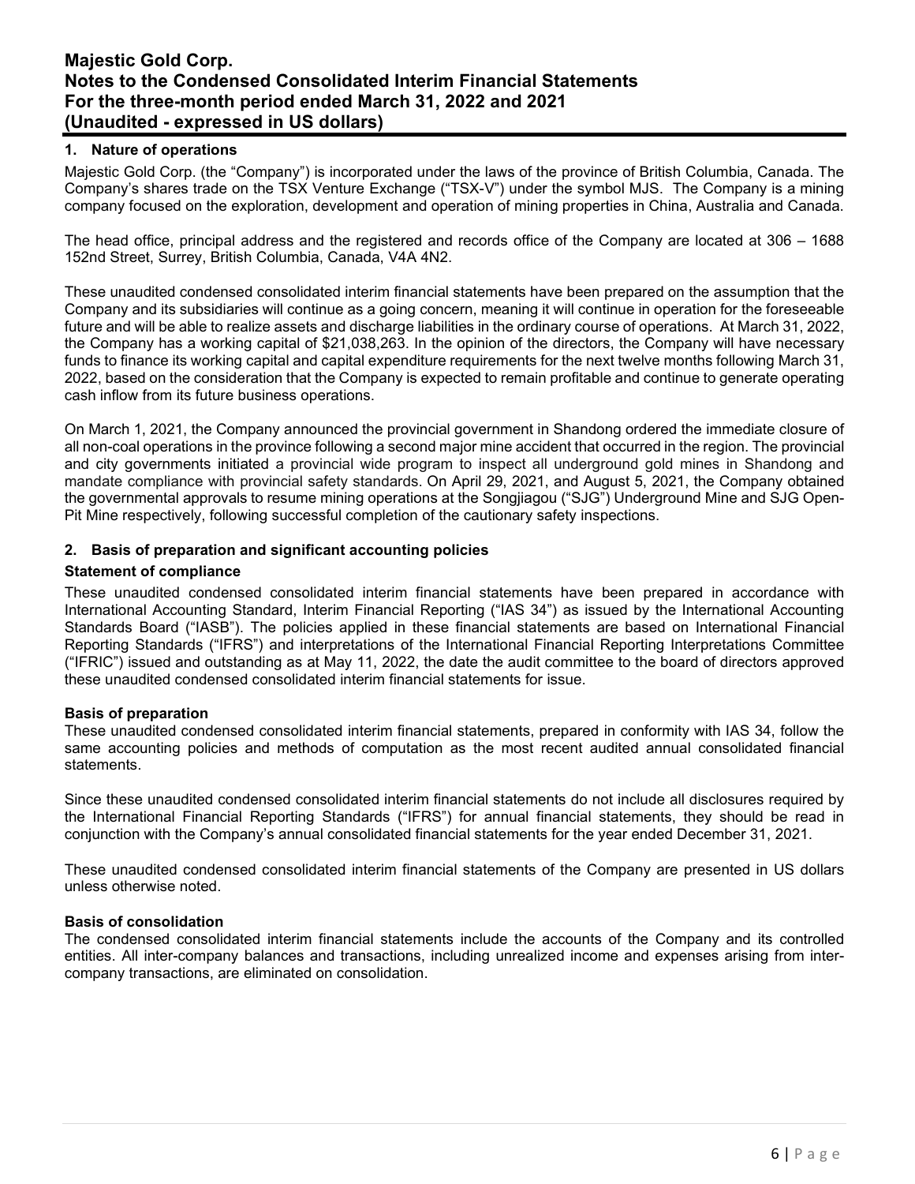## 1. Nature of operations

Majestic Gold Corp. (the "Company") is incorporated under the laws of the province of British Columbia, Canada. The Company's shares trade on the TSX Venture Exchange ("TSX-V") under the symbol MJS. The Company is a mining company focused on the exploration, development and operation of mining properties in China, Australia and Canada.

The head office, principal address and the registered and records office of the Company are located at 306 – 1688 152nd Street, Surrey, British Columbia, Canada, V4A 4N2.

These unaudited condensed consolidated interim financial statements have been prepared on the assumption that the Company and its subsidiaries will continue as a going concern, meaning it will continue in operation for the foreseeable future and will be able to realize assets and discharge liabilities in the ordinary course of operations. At March 31, 2022, the Company has a working capital of $21,038,263. In the opinion of the directors, the Company will have necessary funds to finance its working capital and capital expenditure requirements for the next twelve months following March 31, 2022, based on the consideration that the Company is expected to remain profitable and continue to generate operating cash inflow from its future business operations.

On March 1, 2021, the Company announced the provincial government in Shandong ordered the immediate closure of all non-coal operations in the province following a second major mine accident that occurred in the region. The provincial and city governments initiated a provincial wide program to inspect all underground gold mines in Shandong and mandate compliance with provincial safety standards. On April 29, 2021, and August 5, 2021, the Company obtained the governmental approvals to resume mining operations at the Songjiagou ("SJG") Underground Mine and SJG Open-Pit Mine respectively, following successful completion of the cautionary safety inspections.

## 2. Basis of preparation and significant accounting policies

### Statement of compliance

These unaudited condensed consolidated interim financial statements have been prepared in accordance with International Accounting Standard, Interim Financial Reporting ("IAS 34") as issued by the International Accounting Standards Board ("IASB"). The policies applied in these financial statements are based on International Financial Reporting Standards ("IFRS") and interpretations of the International Financial Reporting Interpretations Committee ("IFRIC") issued and outstanding as at May 11, 2022, the date the audit committee to the board of directors approved these unaudited condensed consolidated interim financial statements for issue.

### Basis of preparation

These unaudited condensed consolidated interim financial statements, prepared in conformity with IAS 34, follow the same accounting policies and methods of computation as the most recent audited annual consolidated financial statements.

Since these unaudited condensed consolidated interim financial statements do not include all disclosures required by the International Financial Reporting Standards ("IFRS") for annual financial statements, they should be read in conjunction with the Company's annual consolidated financial statements for the year ended December 31, 2021.

These unaudited condensed consolidated interim financial statements of the Company are presented in US dollars unless otherwise noted.

### Basis of consolidation

The condensed consolidated interim financial statements include the accounts of the Company and its controlled entities. All inter-company balances and transactions, including unrealized income and expenses arising from inter-company transactions, are eliminated on consolidation.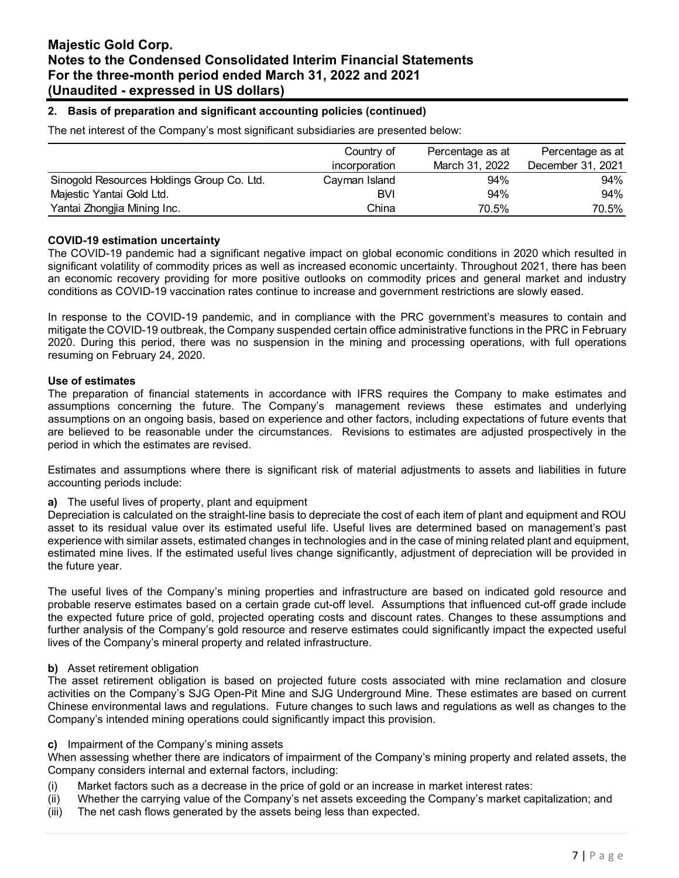## 2. Basis of preparation and significant accounting policies (continued)

The net interest of the Company's most significant subsidiaries are presented below:

| | Country of incorporation | Percentage as at March 31, 2022 | Percentage as at December 31, 2021 |
|---|---|---|---|
| Sinogold Resources Holdings Group Co. Ltd. | Cayman Island | 94% | 94% |
| Majestic Yantai Gold Ltd. | BVI | 94% | 94% |
| Yantai Zhongjia Mining Inc. | China | 70.5% | 70.5% |

**COVID-19 estimation uncertainty**

The COVID-19 pandemic had a significant negative impact on global economic conditions in 2020 which resulted in significant volatility of commodity prices as well as increased economic uncertainty. Throughout 2021, there has been an economic recovery providing for more positive outlooks on commodity prices and general market and industry conditions as COVID-19 vaccination rates continue to increase and government restrictions are slowly eased.

In response to the COVID-19 pandemic, and in compliance with the PRC government's measures to contain and mitigate the COVID-19 outbreak, the Company suspended certain office administrative functions in the PRC in February 2020. During this period, there was no suspension in the mining and processing operations, with full operations resuming on February 24, 2020.

**Use of estimates**

The preparation of financial statements in accordance with IFRS requires the Company to make estimates and assumptions concerning the future. The Company's management reviews these estimates and underlying assumptions on an ongoing basis, based on experience and other factors, including expectations of future events that are believed to be reasonable under the circumstances. Revisions to estimates are adjusted prospectively in the period in which the estimates are revised.

Estimates and assumptions where there is significant risk of material adjustments to assets and liabilities in future accounting periods include:

**a)** The useful lives of property, plant and equipment

Depreciation is calculated on the straight-line basis to depreciate the cost of each item of plant and equipment and ROU asset to its residual value over its estimated useful life. Useful lives are determined based on management's past experience with similar assets, estimated changes in technologies and in the case of mining related plant and equipment, estimated mine lives. If the estimated useful lives change significantly, adjustment of depreciation will be provided in the future year.

The useful lives of the Company's mining properties and infrastructure are based on indicated gold resource and probable reserve estimates based on a certain grade cut-off level. Assumptions that influenced cut-off grade include the expected future price of gold, projected operating costs and discount rates. Changes to these assumptions and further analysis of the Company's gold resource and reserve estimates could significantly impact the expected useful lives of the Company's mineral property and related infrastructure.

**b)** Asset retirement obligation

The asset retirement obligation is based on projected future costs associated with mine reclamation and closure activities on the Company's SJG Open-Pit Mine and SJG Underground Mine. These estimates are based on current Chinese environmental laws and regulations. Future changes to such laws and regulations as well as changes to the Company's intended mining operations could significantly impact this provision.

**c)** Impairment of the Company's mining assets

When assessing whether there are indicators of impairment of the Company's mining property and related assets, the Company considers internal and external factors, including:

(i) Market factors such as a decrease in the price of gold or an increase in market interest rates:
(ii) Whether the carrying value of the Company's net assets exceeding the Company's market capitalization; and
(iii) The net cash flows generated by the assets being less than expected.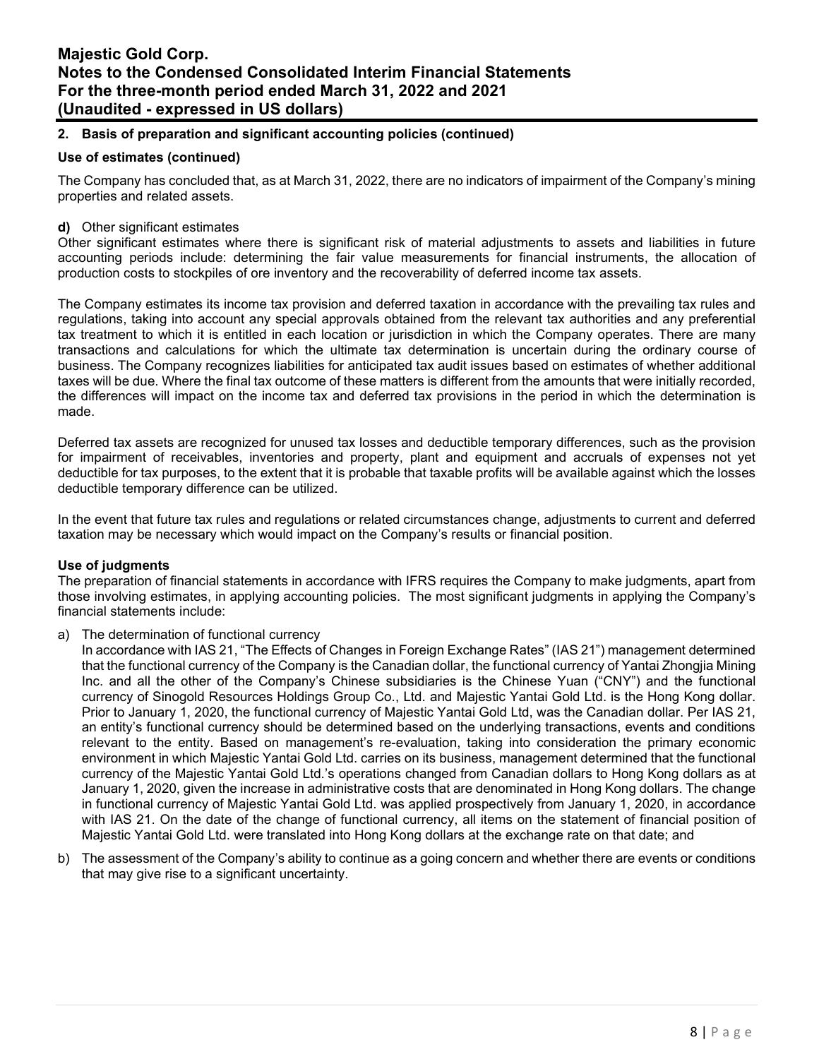## 2. Basis of preparation and significant accounting policies (continued)

### Use of estimates (continued)

The Company has concluded that, as at March 31, 2022, there are no indicators of impairment of the Company's mining properties and related assets.

**d)** Other significant estimates
Other significant estimates where there is significant risk of material adjustments to assets and liabilities in future accounting periods include: determining the fair value measurements for financial instruments, the allocation of production costs to stockpiles of ore inventory and the recoverability of deferred income tax assets.

The Company estimates its income tax provision and deferred taxation in accordance with the prevailing tax rules and regulations, taking into account any special approvals obtained from the relevant tax authorities and any preferential tax treatment to which it is entitled in each location or jurisdiction in which the Company operates. There are many transactions and calculations for which the ultimate tax determination is uncertain during the ordinary course of business. The Company recognizes liabilities for anticipated tax audit issues based on estimates of whether additional taxes will be due. Where the final tax outcome of these matters is different from the amounts that were initially recorded, the differences will impact on the income tax and deferred tax provisions in the period in which the determination is made.

Deferred tax assets are recognized for unused tax losses and deductible temporary differences, such as the provision for impairment of receivables, inventories and property, plant and equipment and accruals of expenses not yet deductible for tax purposes, to the extent that it is probable that taxable profits will be available against which the losses deductible temporary difference can be utilized.

In the event that future tax rules and regulations or related circumstances change, adjustments to current and deferred taxation may be necessary which would impact on the Company's results or financial position.

### Use of judgments

The preparation of financial statements in accordance with IFRS requires the Company to make judgments, apart from those involving estimates, in applying accounting policies. The most significant judgments in applying the Company's financial statements include:

a) The determination of functional currency
   In accordance with IAS 21, "The Effects of Changes in Foreign Exchange Rates" (IAS 21") management determined that the functional currency of the Company is the Canadian dollar, the functional currency of Yantai Zhongjia Mining Inc. and all the other of the Company's Chinese subsidiaries is the Chinese Yuan ("CNY") and the functional currency of Sinogold Resources Holdings Group Co., Ltd. and Majestic Yantai Gold Ltd. is the Hong Kong dollar. Prior to January 1, 2020, the functional currency of Majestic Yantai Gold Ltd, was the Canadian dollar. Per IAS 21, an entity's functional currency should be determined based on the underlying transactions, events and conditions relevant to the entity. Based on management's re-evaluation, taking into consideration the primary economic environment in which Majestic Yantai Gold Ltd. carries on its business, management determined that the functional currency of the Majestic Yantai Gold Ltd.'s operations changed from Canadian dollars to Hong Kong dollars as at January 1, 2020, given the increase in administrative costs that are denominated in Hong Kong dollars. The change in functional currency of Majestic Yantai Gold Ltd. was applied prospectively from January 1, 2020, in accordance with IAS 21. On the date of the change of functional currency, all items on the statement of financial position of Majestic Yantai Gold Ltd. were translated into Hong Kong dollars at the exchange rate on that date; and

b) The assessment of the Company's ability to continue as a going concern and whether there are events or conditions that may give rise to a significant uncertainty.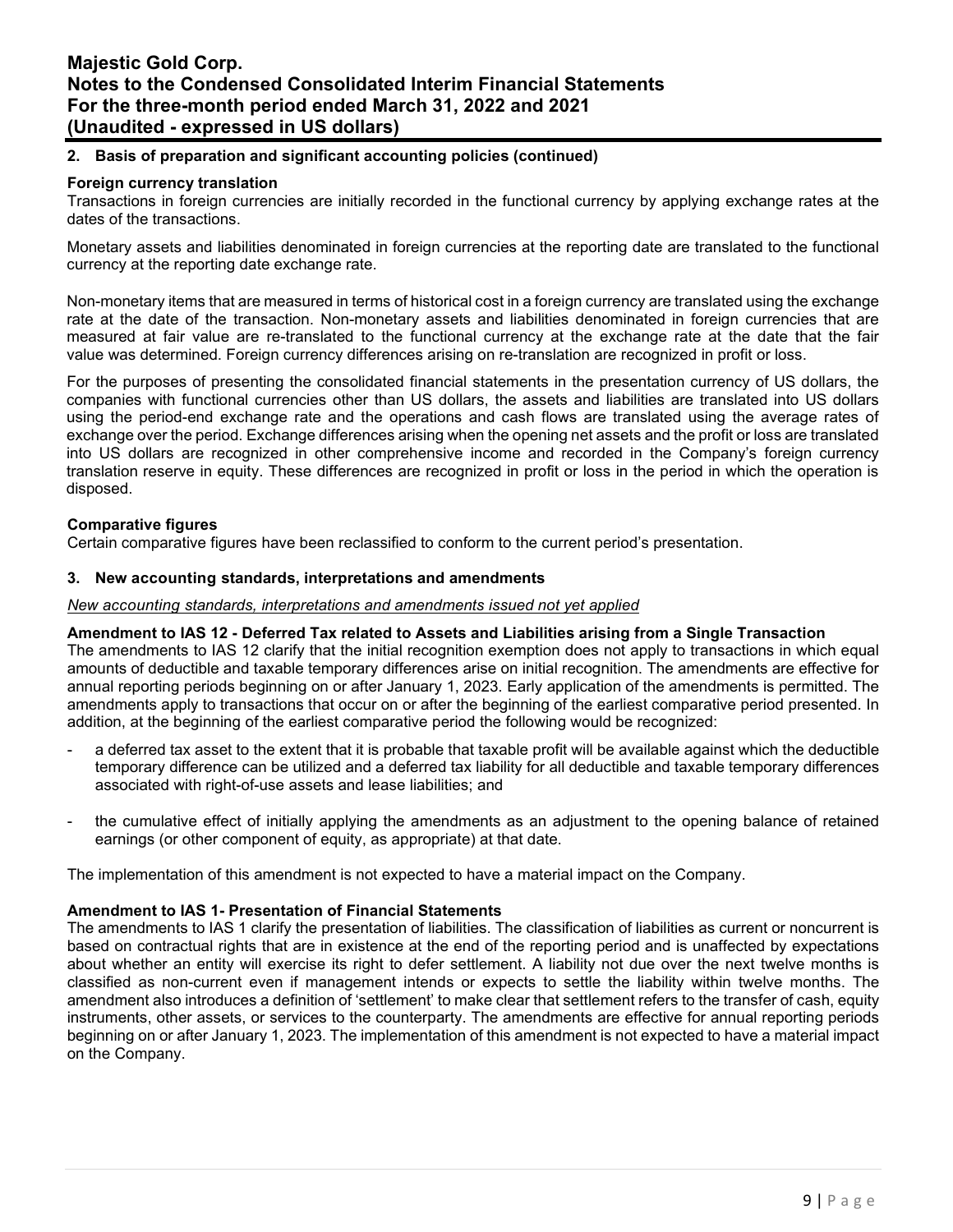## 2. Basis of preparation and significant accounting policies (continued)

### Foreign currency translation

Transactions in foreign currencies are initially recorded in the functional currency by applying exchange rates at the dates of the transactions.

Monetary assets and liabilities denominated in foreign currencies at the reporting date are translated to the functional currency at the reporting date exchange rate.

Non-monetary items that are measured in terms of historical cost in a foreign currency are translated using the exchange rate at the date of the transaction. Non-monetary assets and liabilities denominated in foreign currencies that are measured at fair value are re-translated to the functional currency at the exchange rate at the date that the fair value was determined. Foreign currency differences arising on re-translation are recognized in profit or loss.

For the purposes of presenting the consolidated financial statements in the presentation currency of US dollars, the companies with functional currencies other than US dollars, the assets and liabilities are translated into US dollars using the period-end exchange rate and the operations and cash flows are translated using the average rates of exchange over the period. Exchange differences arising when the opening net assets and the profit or loss are translated into US dollars are recognized in other comprehensive income and recorded in the Company's foreign currency translation reserve in equity. These differences are recognized in profit or loss in the period in which the operation is disposed.

### Comparative figures

Certain comparative figures have been reclassified to conform to the current period's presentation.

## 3. New accounting standards, interpretations and amendments

*New accounting standards, interpretations and amendments issued not yet applied*

### Amendment to IAS 12 - Deferred Tax related to Assets and Liabilities arising from a Single Transaction

The amendments to IAS 12 clarify that the initial recognition exemption does not apply to transactions in which equal amounts of deductible and taxable temporary differences arise on initial recognition. The amendments are effective for annual reporting periods beginning on or after January 1, 2023. Early application of the amendments is permitted. The amendments apply to transactions that occur on or after the beginning of the earliest comparative period presented. In addition, at the beginning of the earliest comparative period the following would be recognized:

- a deferred tax asset to the extent that it is probable that taxable profit will be available against which the deductible temporary difference can be utilized and a deferred tax liability for all deductible and taxable temporary differences associated with right-of-use assets and lease liabilities; and
- the cumulative effect of initially applying the amendments as an adjustment to the opening balance of retained earnings (or other component of equity, as appropriate) at that date.

The implementation of this amendment is not expected to have a material impact on the Company.

### Amendment to IAS 1- Presentation of Financial Statements

The amendments to IAS 1 clarify the presentation of liabilities. The classification of liabilities as current or noncurrent is based on contractual rights that are in existence at the end of the reporting period and is unaffected by expectations about whether an entity will exercise its right to defer settlement. A liability not due over the next twelve months is classified as non-current even if management intends or expects to settle the liability within twelve months. The amendment also introduces a definition of 'settlement' to make clear that settlement refers to the transfer of cash, equity instruments, other assets, or services to the counterparty. The amendments are effective for annual reporting periods beginning on or after January 1, 2023. The implementation of this amendment is not expected to have a material impact on the Company.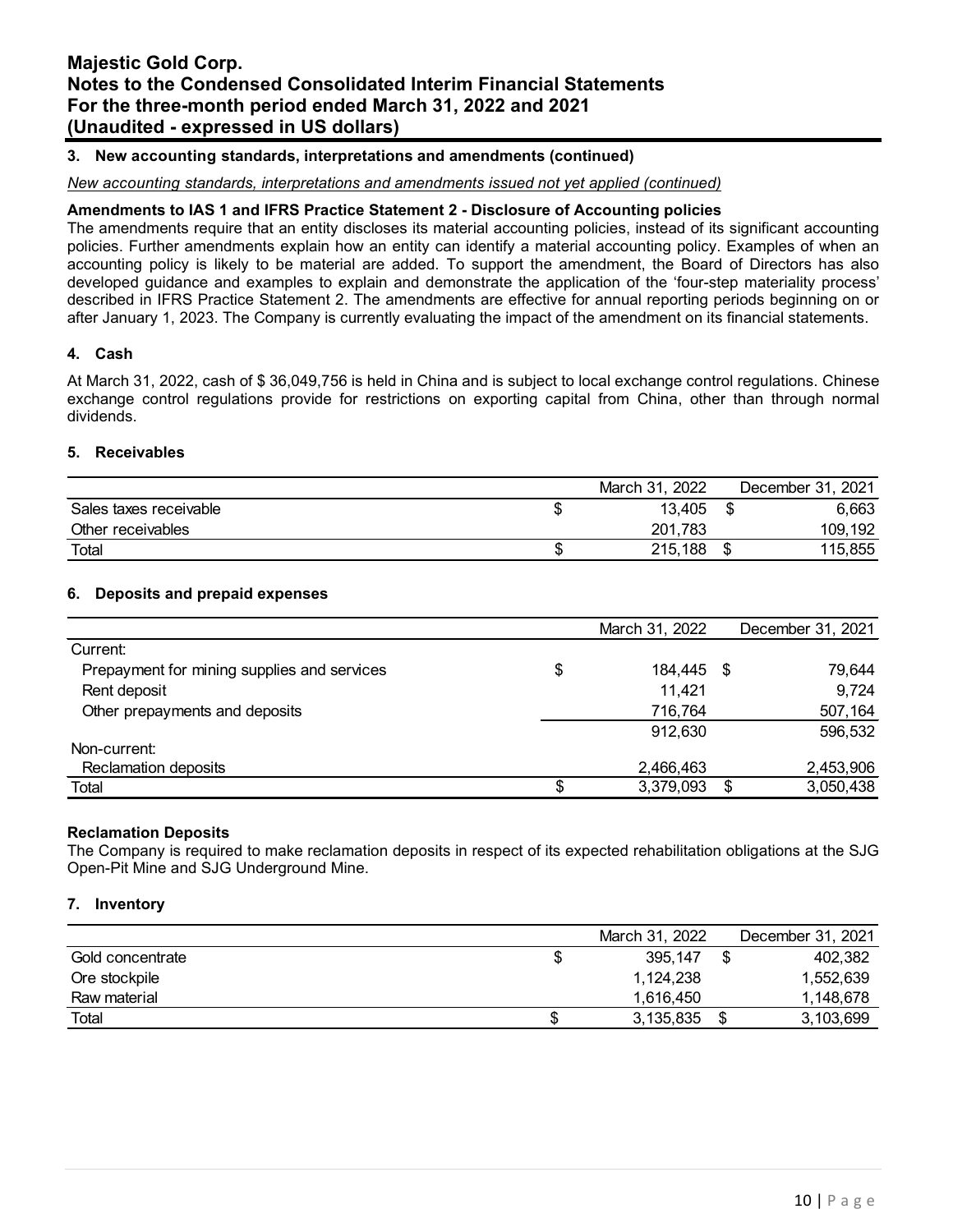### 3. New accounting standards, interpretations and amendments (continued)

*New accounting standards, interpretations and amendments issued not yet applied (continued)*

**Amendments to IAS 1 and IFRS Practice Statement 2 - Disclosure of Accounting policies**

The amendments require that an entity discloses its material accounting policies, instead of its significant accounting policies. Further amendments explain how an entity can identify a material accounting policy. Examples of when an accounting policy is likely to be material are added. To support the amendment, the Board of Directors has also developed guidance and examples to explain and demonstrate the application of the 'four-step materiality process' described in IFRS Practice Statement 2. The amendments are effective for annual reporting periods beginning on or after January 1, 2023. The Company is currently evaluating the impact of the amendment on its financial statements.

### 4. Cash

At March 31, 2022, cash of $ 36,049,756 is held in China and is subject to local exchange control regulations. Chinese exchange control regulations provide for restrictions on exporting capital from China, other than through normal dividends.

### 5. Receivables

| | March 31, 2022 | December 31, 2021 |
|---|---|---|
| Sales taxes receivable | $ 13,405 | $ 6,663 |
| Other receivables | 201,783 | 109,192 |
| Total | $ 215,188 | $ 115,855 |

### 6. Deposits and prepaid expenses

| | March 31, 2022 | December 31, 2021 |
|---|---|---|
| Current: | | |
| Prepayment for mining supplies and services | $ 184,445 | $ 79,644 |
| Rent deposit | 11,421 | 9,724 |
| Other prepayments and deposits | 716,764 | 507,164 |
| | 912,630 | 596,532 |
| Non-current: | | |
| Reclamation deposits | 2,466,463 | 2,453,906 |
| Total | $ 3,379,093 | $ 3,050,438 |

**Reclamation Deposits**

The Company is required to make reclamation deposits in respect of its expected rehabilitation obligations at the SJG Open-Pit Mine and SJG Underground Mine.

### 7. Inventory

| | March 31, 2022 | December 31, 2021 |
|---|---|---|
| Gold concentrate | $ 395,147 | $ 402,382 |
| Ore stockpile | 1,124,238 | 1,552,639 |
| Raw material | 1,616,450 | 1,148,678 |
| Total | $ 3,135,835 | $ 3,103,699 |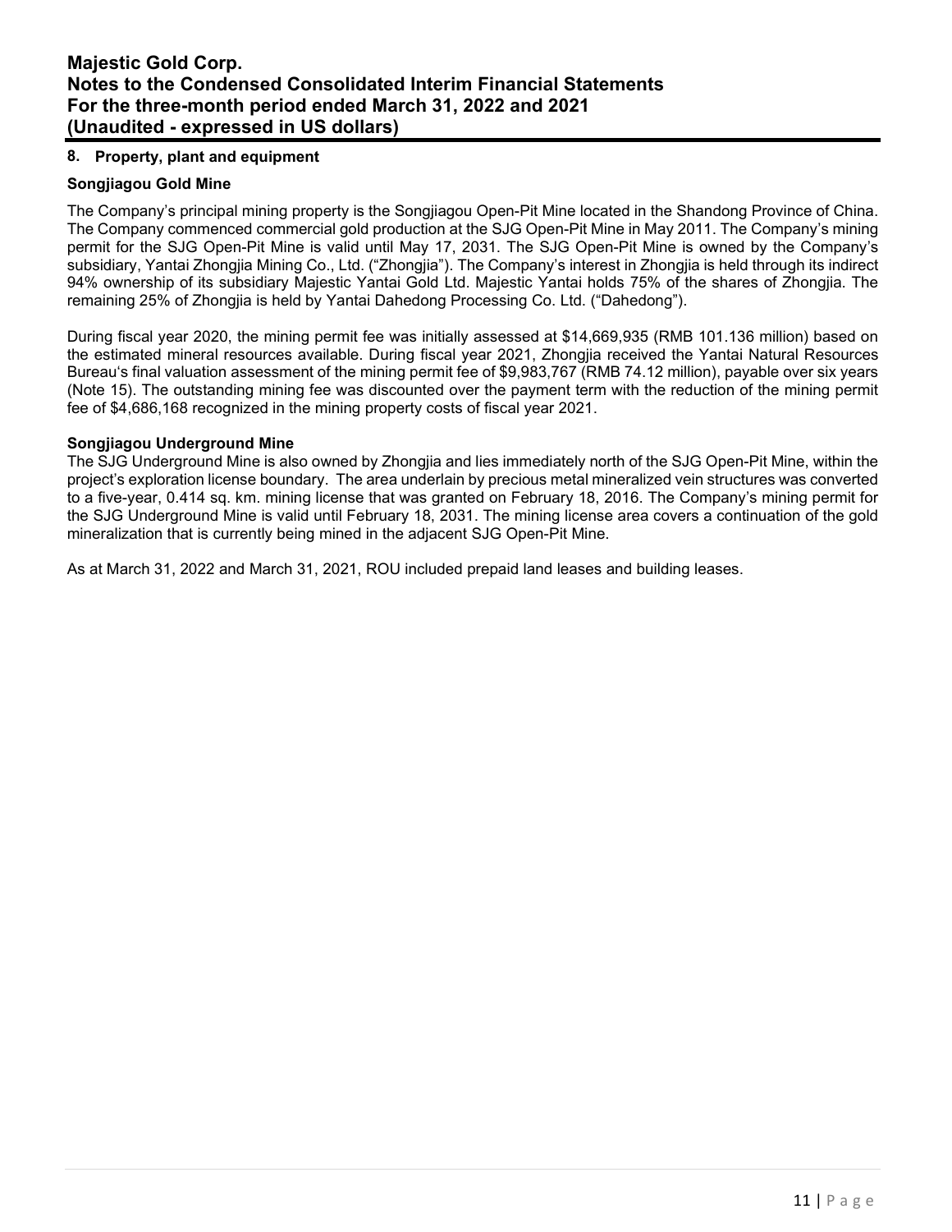## 8. Property, plant and equipment

### Songjiagou Gold Mine

The Company's principal mining property is the Songjiagou Open-Pit Mine located in the Shandong Province of China. The Company commenced commercial gold production at the SJG Open-Pit Mine in May 2011. The Company's mining permit for the SJG Open-Pit Mine is valid until May 17, 2031. The SJG Open-Pit Mine is owned by the Company's subsidiary, Yantai Zhongjia Mining Co., Ltd. ("Zhongjia"). The Company's interest in Zhongjia is held through its indirect 94% ownership of its subsidiary Majestic Yantai Gold Ltd. Majestic Yantai holds 75% of the shares of Zhongjia. The remaining 25% of Zhongjia is held by Yantai Dahedong Processing Co. Ltd. ("Dahedong").

During fiscal year 2020, the mining permit fee was initially assessed at $14,669,935 (RMB 101.136 million) based on the estimated mineral resources available. During fiscal year 2021, Zhongjia received the Yantai Natural Resources Bureau's final valuation assessment of the mining permit fee of $9,983,767 (RMB 74.12 million), payable over six years (Note 15). The outstanding mining fee was discounted over the payment term with the reduction of the mining permit fee of $4,686,168 recognized in the mining property costs of fiscal year 2021.

### Songjiagou Underground Mine

The SJG Underground Mine is also owned by Zhongjia and lies immediately north of the SJG Open-Pit Mine, within the project's exploration license boundary. The area underlain by precious metal mineralized vein structures was converted to a five-year, 0.414 sq. km. mining license that was granted on February 18, 2016. The Company's mining permit for the SJG Underground Mine is valid until February 18, 2031. The mining license area covers a continuation of the gold mineralization that is currently being mined in the adjacent SJG Open-Pit Mine.

As at March 31, 2022 and March 31, 2021, ROU included prepaid land leases and building leases.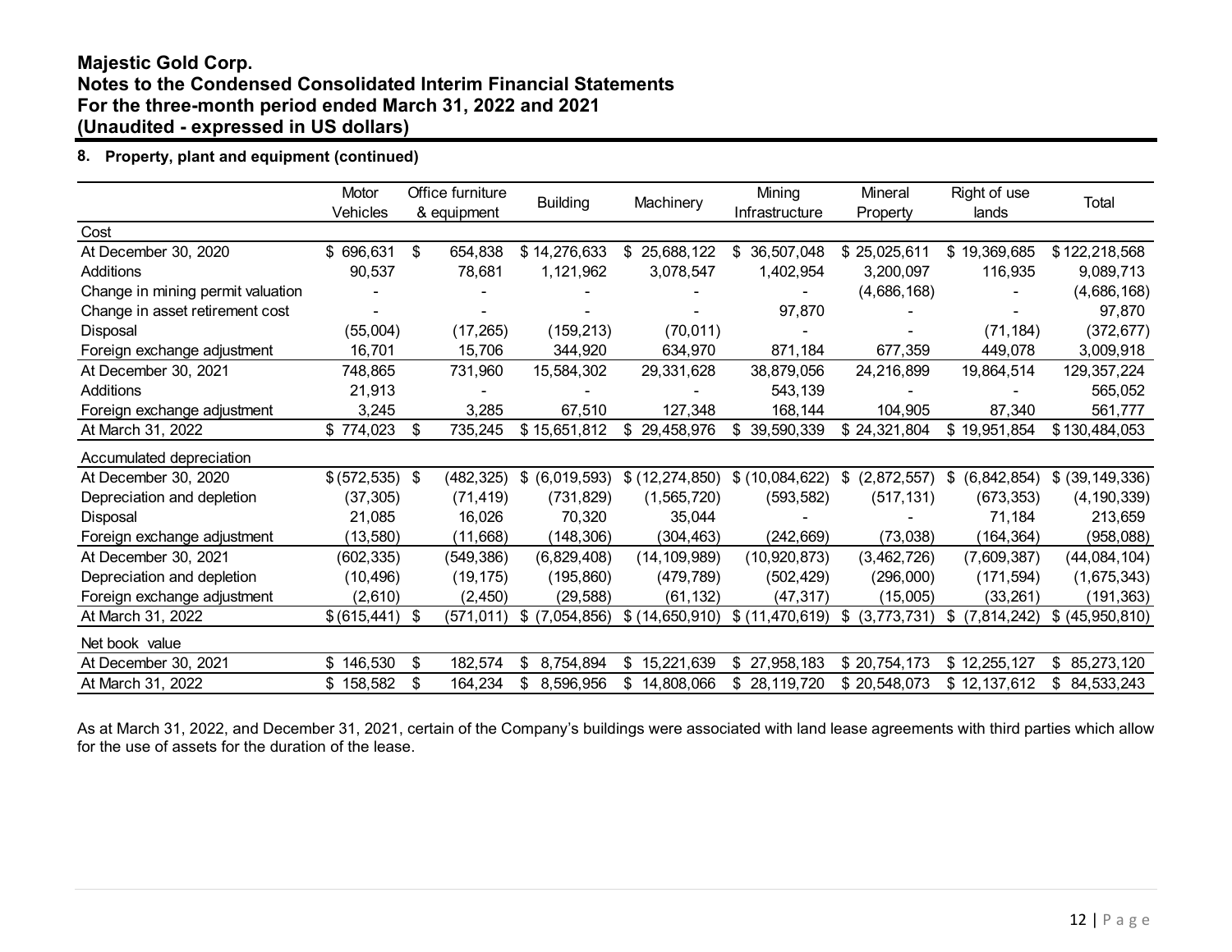## 8. Property, plant and equipment (continued)

| | Motor Vehicles | Office furniture & equipment | Building | Machinery | Mining Infrastructure | Mineral Property | Right of use lands | Total |
|---|---|---|---|---|---|---|---|---|
| **Cost** | | | | | | | | |
| At December 30, 2020 | $ 696,631 | $ 654,838 | $ 14,276,633 | $ 25,688,122 | $ 36,507,048 | $ 25,025,611 | $ 19,369,685 | $ 122,218,568 |
| Additions | 90,537 | 78,681 | 1,121,962 | 3,078,547 | 1,402,954 | 3,200,097 | 116,935 | 9,089,713 |
| Change in mining permit valuation | - | - | - | - | - | (4,686,168) | - | (4,686,168) |
| Change in asset retirement cost | - | - | - | - | 97,870 | - | - | 97,870 |
| Disposal | (55,004) | (17,265) | (159,213) | (70,011) | - | - | (71,184) | (372,677) |
| Foreign exchange adjustment | 16,701 | 15,706 | 344,920 | 634,970 | 871,184 | 677,359 | 449,078 | 3,009,918 |
| At December 30, 2021 | 748,865 | 731,960 | 15,584,302 | 29,331,628 | 38,879,056 | 24,216,899 | 19,864,514 | 129,357,224 |
| Additions | 21,913 | - | - | - | 543,139 | - | - | 565,052 |
| Foreign exchange adjustment | 3,245 | 3,285 | 67,510 | 127,348 | 168,144 | 104,905 | 87,340 | 561,777 |
| At March 31, 2022 | $ 774,023 | $ 735,245 | $ 15,651,812 | $ 29,458,976 | $ 39,590,339 | $ 24,321,804 | $ 19,951,854 | $ 130,484,053 |
| **Accumulated depreciation** | | | | | | | | |
| At December 30, 2020 | $ (572,535) | $ (482,325) | $ (6,019,593) | $ (12,274,850) | $ (10,084,622) | $ (2,872,557) | $ (6,842,854) | $ (39,149,336) |
| Depreciation and depletion | (37,305) | (71,419) | (731,829) | (1,565,720) | (593,582) | (517,131) | (673,353) | (4,190,339) |
| Disposal | 21,085 | 16,026 | 70,320 | 35,044 | - | - | 71,184 | 213,659 |
| Foreign exchange adjustment | (13,580) | (11,668) | (148,306) | (304,463) | (242,669) | (73,038) | (164,364) | (958,088) |
| At December 30, 2021 | (602,335) | (549,386) | (6,829,408) | (14,109,989) | (10,920,873) | (3,462,726) | (7,609,387) | (44,084,104) |
| Depreciation and depletion | (10,496) | (19,175) | (195,860) | (479,789) | (502,429) | (296,000) | (171,594) | (1,675,343) |
| Foreign exchange adjustment | (2,610) | (2,450) | (29,588) | (61,132) | (47,317) | (15,005) | (33,261) | (191,363) |
| At March 31, 2022 | $ (615,441) | $ (571,011) | $ (7,054,856) | $ (14,650,910) | $ (11,470,619) | $ (3,773,731) | $ (7,814,242) | $ (45,950,810) |
| **Net book value** | | | | | | | | |
| At December 30, 2021 | $ 146,530 | $ 182,574 | $ 8,754,894 | $ 15,221,639 | $ 27,958,183 | $ 20,754,173 | $ 12,255,127 | $ 85,273,120 |
| At March 31, 2022 | $ 158,582 | $ 164,234 | $ 8,596,956 | $ 14,808,066 | $ 28,119,720 | $ 20,548,073 | $ 12,137,612 | $ 84,533,243 |

As at March 31, 2022, and December 31, 2021, certain of the Company's buildings were associated with land lease agreements with third parties which allow for the use of assets for the duration of the lease.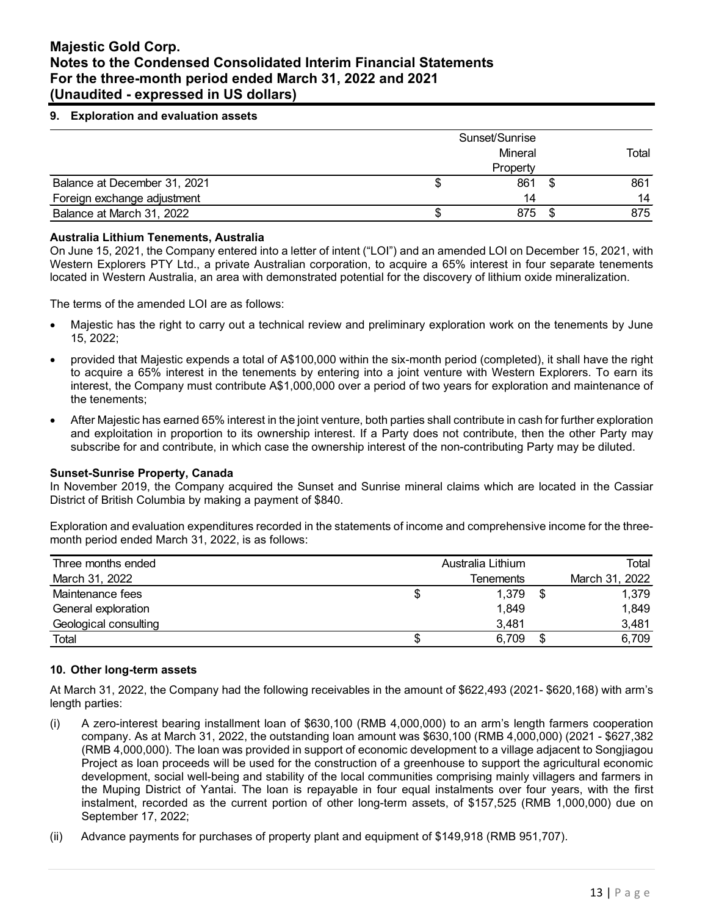## 9. Exploration and evaluation assets

| | | Sunset/Sunrise Mineral Property | | Total |
|---|---|---|---|---|
| Balance at December 31, 2021 | $ | 861 | $ | 861 |
| Foreign exchange adjustment | | 14 | | 14 |
| Balance at March 31, 2022 | $ | 875 | $ | 875 |

**Australia Lithium Tenements, Australia**

On June 15, 2021, the Company entered into a letter of intent ("LOI") and an amended LOI on December 15, 2021, with Western Explorers PTY Ltd., a private Australian corporation, to acquire a 65% interest in four separate tenements located in Western Australia, an area with demonstrated potential for the discovery of lithium oxide mineralization.

The terms of the amended LOI are as follows:

- Majestic has the right to carry out a technical review and preliminary exploration work on the tenements by June 15, 2022;
- provided that Majestic expends a total of A$100,000 within the six-month period (completed), it shall have the right to acquire a 65% interest in the tenements by entering into a joint venture with Western Explorers. To earn its interest, the Company must contribute A$1,000,000 over a period of two years for exploration and maintenance of the tenements;
- After Majestic has earned 65% interest in the joint venture, both parties shall contribute in cash for further exploration and exploitation in proportion to its ownership interest. If a Party does not contribute, then the other Party may subscribe for and contribute, in which case the ownership interest of the non-contributing Party may be diluted.

**Sunset-Sunrise Property, Canada**

In November 2019, the Company acquired the Sunset and Sunrise mineral claims which are located in the Cassiar District of British Columbia by making a payment of $840.

Exploration and evaluation expenditures recorded in the statements of income and comprehensive income for the three-month period ended March 31, 2022, is as follows:

| Three months ended March 31, 2022 | | Australia Lithium Tenements | | Total March 31, 2022 |
|---|---|---|---|---|
| Maintenance fees | $ | 1,379 | $ | 1,379 |
| General exploration | | 1,849 | | 1,849 |
| Geological consulting | | 3,481 | | 3,481 |
| Total | $ | 6,709 | $ | 6,709 |

## 10. Other long-term assets

At March 31, 2022, the Company had the following receivables in the amount of $622,493 (2021- $620,168) with arm's length parties:

(i) A zero-interest bearing installment loan of $630,100 (RMB 4,000,000) to an arm's length farmers cooperation company. As at March 31, 2022, the outstanding loan amount was $630,100 (RMB 4,000,000) (2021 - $627,382 (RMB 4,000,000). The loan was provided in support of economic development to a village adjacent to Songjiagou Project as loan proceeds will be used for the construction of a greenhouse to support the agricultural economic development, social well-being and stability of the local communities comprising mainly villagers and farmers in the Muping District of Yantai. The loan is repayable in four equal instalments over four years, with the first instalment, recorded as the current portion of other long-term assets, of $157,525 (RMB 1,000,000) due on September 17, 2022;

(ii) Advance payments for purchases of property plant and equipment of $149,918 (RMB 951,707).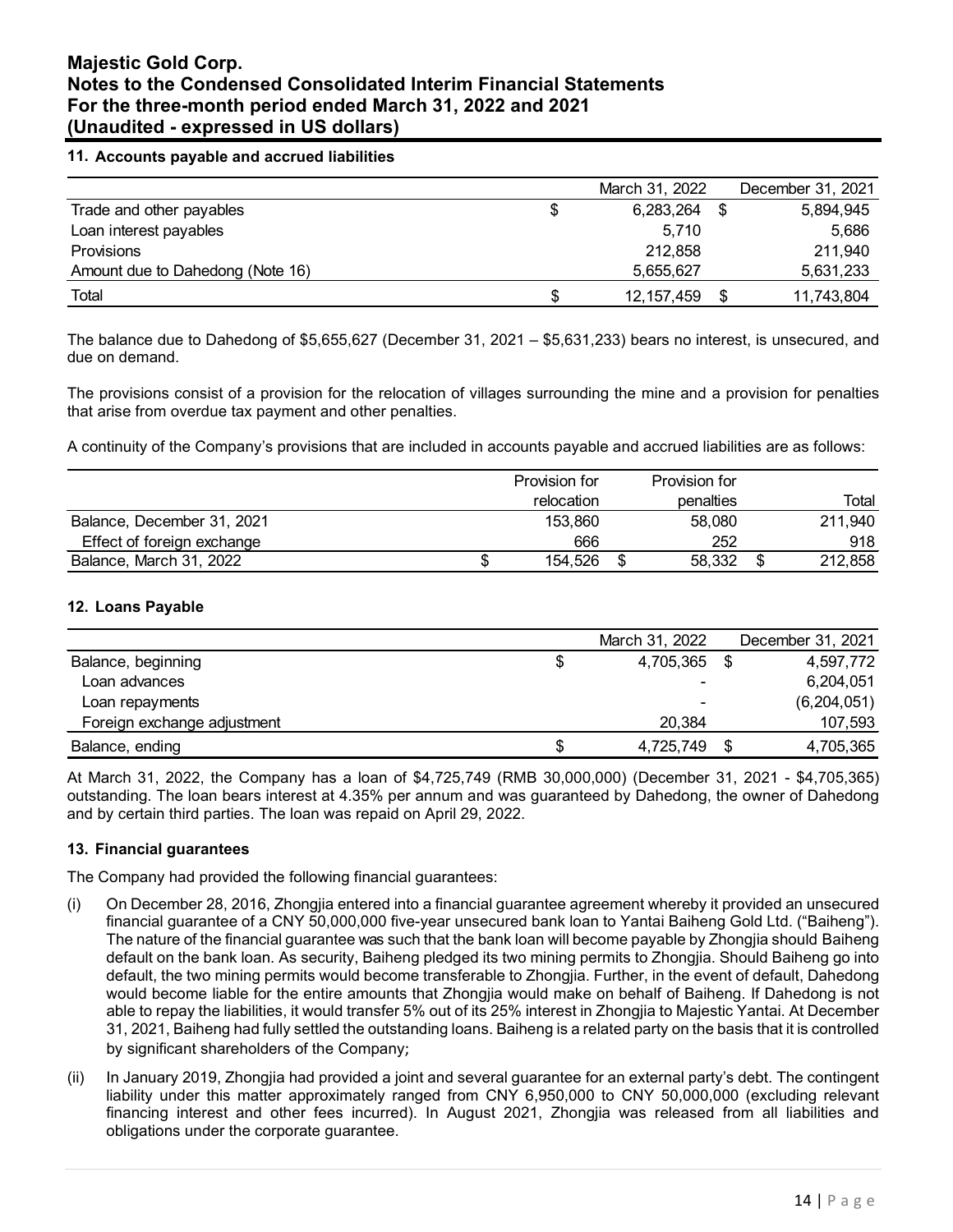## 11. Accounts payable and accrued liabilities

| | March 31, 2022 | December 31, 2021 |
|---|---|---|
| Trade and other payables | $ 6,283,264 | $ 5,894,945 |
| Loan interest payables | 5,710 | 5,686 |
| Provisions | 212,858 | 211,940 |
| Amount due to Dahedong (Note 16) | 5,655,627 | 5,631,233 |
| Total | $ 12,157,459 | $ 11,743,804 |

The balance due to Dahedong of $5,655,627 (December 31, 2021 – $5,631,233) bears no interest, is unsecured, and due on demand.

The provisions consist of a provision for the relocation of villages surrounding the mine and a provision for penalties that arise from overdue tax payment and other penalties.

A continuity of the Company's provisions that are included in accounts payable and accrued liabilities are as follows:

| | Provision for relocation | Provision for penalties | Total |
|---|---|---|---|
| Balance, December 31, 2021 | 153,860 | 58,080 | 211,940 |
| Effect of foreign exchange | 666 | 252 | 918 |
| Balance, March 31, 2022 | $ 154,526 | $ 58,332 | $ 212,858 |

## 12. Loans Payable

| | March 31, 2022 | December 31, 2021 |
|---|---|---|
| Balance, beginning | $ 4,705,365 | $ 4,597,772 |
| Loan advances | - | 6,204,051 |
| Loan repayments | - | (6,204,051) |
| Foreign exchange adjustment | 20,384 | 107,593 |
| Balance, ending | $ 4,725,749 | $ 4,705,365 |

At March 31, 2022, the Company has a loan of $4,725,749 (RMB 30,000,000) (December 31, 2021 - $4,705,365) outstanding. The loan bears interest at 4.35% per annum and was guaranteed by Dahedong, the owner of Dahedong and by certain third parties. The loan was repaid on April 29, 2022.

## 13. Financial guarantees

The Company had provided the following financial guarantees:

(i) On December 28, 2016, Zhongjia entered into a financial guarantee agreement whereby it provided an unsecured financial guarantee of a CNY 50,000,000 five-year unsecured bank loan to Yantai Baiheng Gold Ltd. ("Baiheng"). The nature of the financial guarantee was such that the bank loan will become payable by Zhongjia should Baiheng default on the bank loan. As security, Baiheng pledged its two mining permits to Zhongjia. Should Baiheng go into default, the two mining permits would become transferable to Zhongjia. Further, in the event of default, Dahedong would become liable for the entire amounts that Zhongjia would make on behalf of Baiheng. If Dahedong is not able to repay the liabilities, it would transfer 5% out of its 25% interest in Zhongjia to Majestic Yantai. At December 31, 2021, Baiheng had fully settled the outstanding loans. Baiheng is a related party on the basis that it is controlled by significant shareholders of the Company;

(ii) In January 2019, Zhongjia had provided a joint and several guarantee for an external party's debt. The contingent liability under this matter approximately ranged from CNY 6,950,000 to CNY 50,000,000 (excluding relevant financing interest and other fees incurred). In August 2021, Zhongjia was released from all liabilities and obligations under the corporate guarantee.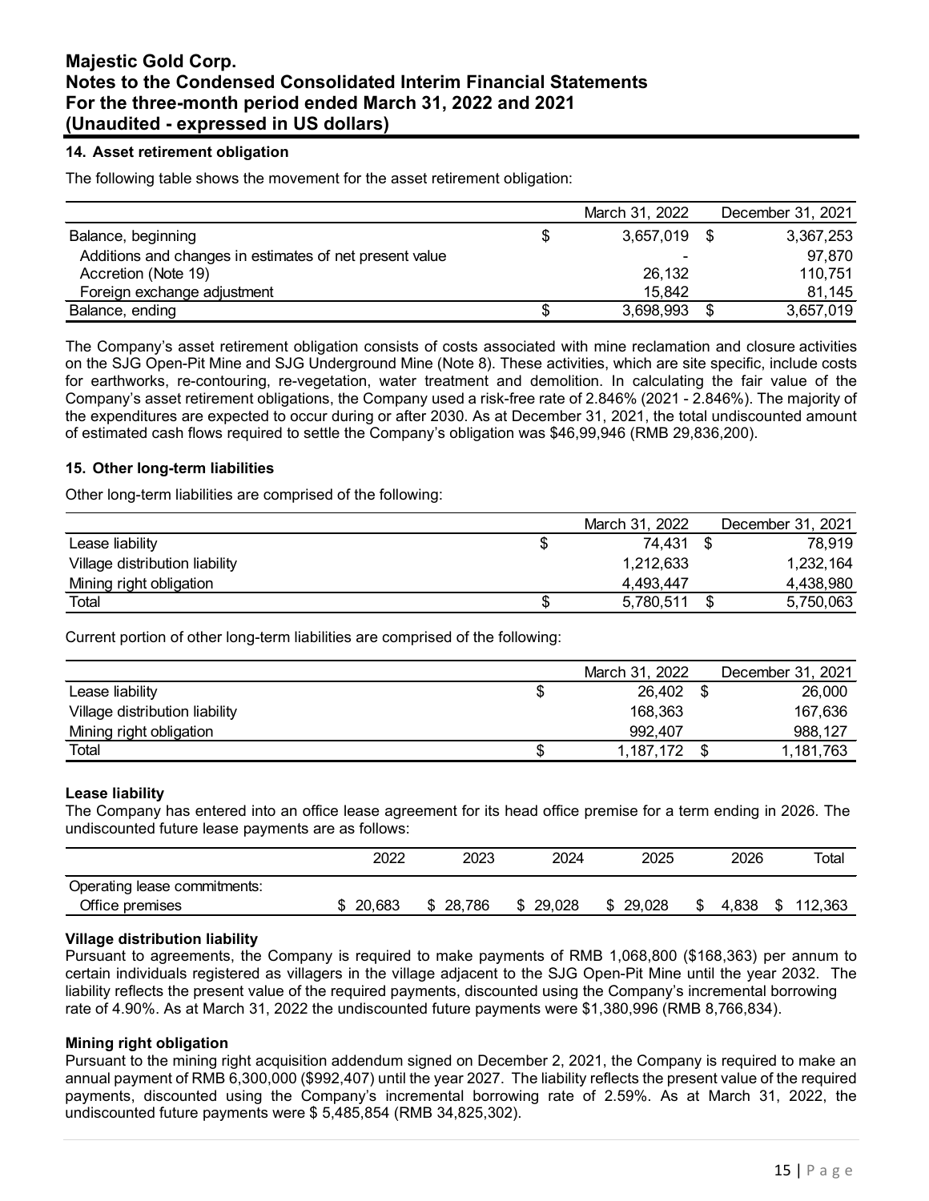## 14. Asset retirement obligation

The following table shows the movement for the asset retirement obligation:

| | March 31, 2022 | December 31, 2021 |
|---|---|---|
| Balance, beginning | $ 3,657,019 | $ 3,367,253 |
| Additions and changes in estimates of net present value | - | 97,870 |
| Accretion (Note 19) | 26,132 | 110,751 |
| Foreign exchange adjustment | 15,842 | 81,145 |
| Balance, ending | $ 3,698,993 | $ 3,657,019 |

The Company's asset retirement obligation consists of costs associated with mine reclamation and closure activities on the SJG Open-Pit Mine and SJG Underground Mine (Note 8). These activities, which are site specific, include costs for earthworks, re-contouring, re-vegetation, water treatment and demolition. In calculating the fair value of the Company's asset retirement obligations, the Company used a risk-free rate of 2.846% (2021 - 2.846%). The majority of the expenditures are expected to occur during or after 2030. As at December 31, 2021, the total undiscounted amount of estimated cash flows required to settle the Company's obligation was $46,99,946 (RMB 29,836,200).

## 15. Other long-term liabilities

Other long-term liabilities are comprised of the following:

| | March 31, 2022 | December 31, 2021 |
|---|---|---|
| Lease liability | $ 74,431 | $ 78,919 |
| Village distribution liability | 1,212,633 | 1,232,164 |
| Mining right obligation | 4,493,447 | 4,438,980 |
| Total | $ 5,780,511 | $ 5,750,063 |

Current portion of other long-term liabilities are comprised of the following:

| | March 31, 2022 | December 31, 2021 |
|---|---|---|
| Lease liability | $ 26,402 | $ 26,000 |
| Village distribution liability | 168,363 | 167,636 |
| Mining right obligation | 992,407 | 988,127 |
| Total | $ 1,187,172 | $ 1,181,763 |

**Lease liability**

The Company has entered into an office lease agreement for its head office premise for a term ending in 2026. The undiscounted future lease payments are as follows:

| | 2022 | 2023 | 2024 | 2025 | 2026 | Total |
|---|---|---|---|---|---|---|
| Operating lease commitments: | | | | | | |
| Office premises | $ 20,683 | $ 28,786 | $ 29,028 | $ 29,028 | $ 4,838 | $ 112,363 |

**Village distribution liability**

Pursuant to agreements, the Company is required to make payments of RMB 1,068,800 ($168,363) per annum to certain individuals registered as villagers in the village adjacent to the SJG Open-Pit Mine until the year 2032. The liability reflects the present value of the required payments, discounted using the Company's incremental borrowing rate of 4.90%. As at March 31, 2022 the undiscounted future payments were $1,380,996 (RMB 8,766,834).

**Mining right obligation**

Pursuant to the mining right acquisition addendum signed on December 2, 2021, the Company is required to make an annual payment of RMB 6,300,000 ($992,407) until the year 2027. The liability reflects the present value of the required payments, discounted using the Company's incremental borrowing rate of 2.59%. As at March 31, 2022, the undiscounted future payments were $ 5,485,854 (RMB 34,825,302).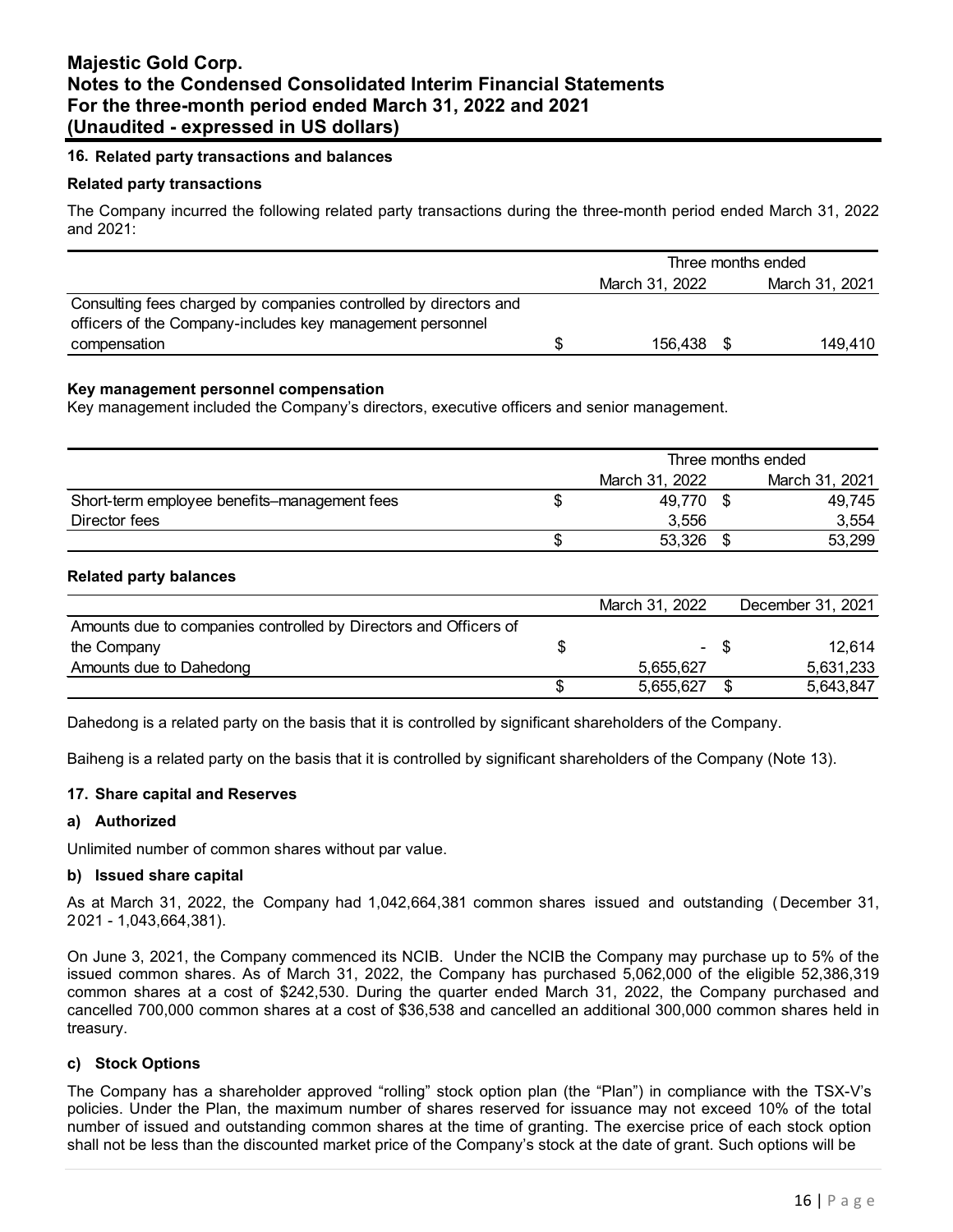## 16. Related party transactions and balances

### Related party transactions

The Company incurred the following related party transactions during the three-month period ended March 31, 2022 and 2021:

| | Three months ended | |
|---|---|---|
| | March 31, 2022 | March 31, 2021 |
| Consulting fees charged by companies controlled by directors and officers of the Company-includes key management personnel compensation | $ 156,438 | $ 149,410 |

### Key management personnel compensation

Key management included the Company's directors, executive officers and senior management.

| | Three months ended | |
|---|---|---|
| | March 31, 2022 | March 31, 2021 |
| Short-term employee benefits–management fees | $ 49,770 | $ 49,745 |
| Director fees | 3,556 | 3,554 |
| | $ 53,326 | $ 53,299 |

### Related party balances

| | March 31, 2022 | December 31, 2021 |
|---|---|---|
| Amounts due to companies controlled by Directors and Officers of the Company | $ - | $ 12,614 |
| Amounts due to Dahedong | 5,655,627 | 5,631,233 |
| | $ 5,655,627 | $ 5,643,847 |

Dahedong is a related party on the basis that it is controlled by significant shareholders of the Company.

Baiheng is a related party on the basis that it is controlled by significant shareholders of the Company (Note 13).

## 17. Share capital and Reserves

### a) Authorized

Unlimited number of common shares without par value.

### b) Issued share capital

As at March 31, 2022, the Company had 1,042,664,381 common shares issued and outstanding (December 31, 2021 - 1,043,664,381).

On June 3, 2021, the Company commenced its NCIB. Under the NCIB the Company may purchase up to 5% of the issued common shares. As of March 31, 2022, the Company has purchased 5,062,000 of the eligible 52,386,319 common shares at a cost of $242,530. During the quarter ended March 31, 2022, the Company purchased and cancelled 700,000 common shares at a cost of $36,538 and cancelled an additional 300,000 common shares held in treasury.

### c) Stock Options

The Company has a shareholder approved "rolling" stock option plan (the "Plan") in compliance with the TSX-V's policies. Under the Plan, the maximum number of shares reserved for issuance may not exceed 10% of the total number of issued and outstanding common shares at the time of granting. The exercise price of each stock option shall not be less than the discounted market price of the Company's stock at the date of grant. Such options will be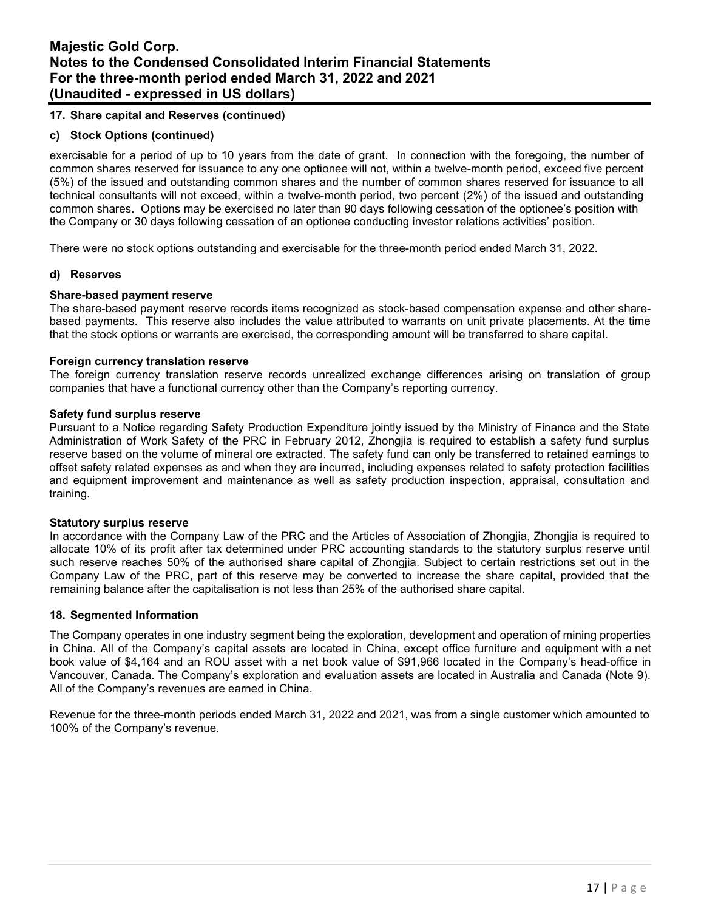### 17. Share capital and Reserves (continued)

#### c) Stock Options (continued)

exercisable for a period of up to 10 years from the date of grant. In connection with the foregoing, the number of common shares reserved for issuance to any one optionee will not, within a twelve-month period, exceed five percent (5%) of the issued and outstanding common shares and the number of common shares reserved for issuance to all technical consultants will not exceed, within a twelve-month period, two percent (2%) of the issued and outstanding common shares. Options may be exercised no later than 90 days following cessation of the optionee's position with the Company or 30 days following cessation of an optionee conducting investor relations activities' position.

There were no stock options outstanding and exercisable for the three-month period ended March 31, 2022.

#### d) Reserves

**Share-based payment reserve**

The share-based payment reserve records items recognized as stock-based compensation expense and other share-based payments. This reserve also includes the value attributed to warrants on unit private placements. At the time that the stock options or warrants are exercised, the corresponding amount will be transferred to share capital.

**Foreign currency translation reserve**

The foreign currency translation reserve records unrealized exchange differences arising on translation of group companies that have a functional currency other than the Company's reporting currency.

**Safety fund surplus reserve**

Pursuant to a Notice regarding Safety Production Expenditure jointly issued by the Ministry of Finance and the State Administration of Work Safety of the PRC in February 2012, Zhongjia is required to establish a safety fund surplus reserve based on the volume of mineral ore extracted. The safety fund can only be transferred to retained earnings to offset safety related expenses as and when they are incurred, including expenses related to safety protection facilities and equipment improvement and maintenance as well as safety production inspection, appraisal, consultation and training.

**Statutory surplus reserve**

In accordance with the Company Law of the PRC and the Articles of Association of Zhongjia, Zhongjia is required to allocate 10% of its profit after tax determined under PRC accounting standards to the statutory surplus reserve until such reserve reaches 50% of the authorised share capital of Zhongjia. Subject to certain restrictions set out in the Company Law of the PRC, part of this reserve may be converted to increase the share capital, provided that the remaining balance after the capitalisation is not less than 25% of the authorised share capital.

### 18. Segmented Information

The Company operates in one industry segment being the exploration, development and operation of mining properties in China. All of the Company's capital assets are located in China, except office furniture and equipment with a net book value of $4,164 and an ROU asset with a net book value of $91,966 located in the Company's head-office in Vancouver, Canada. The Company's exploration and evaluation assets are located in Australia and Canada (Note 9). All of the Company's revenues are earned in China.

Revenue for the three-month periods ended March 31, 2022 and 2021, was from a single customer which amounted to 100% of the Company's revenue.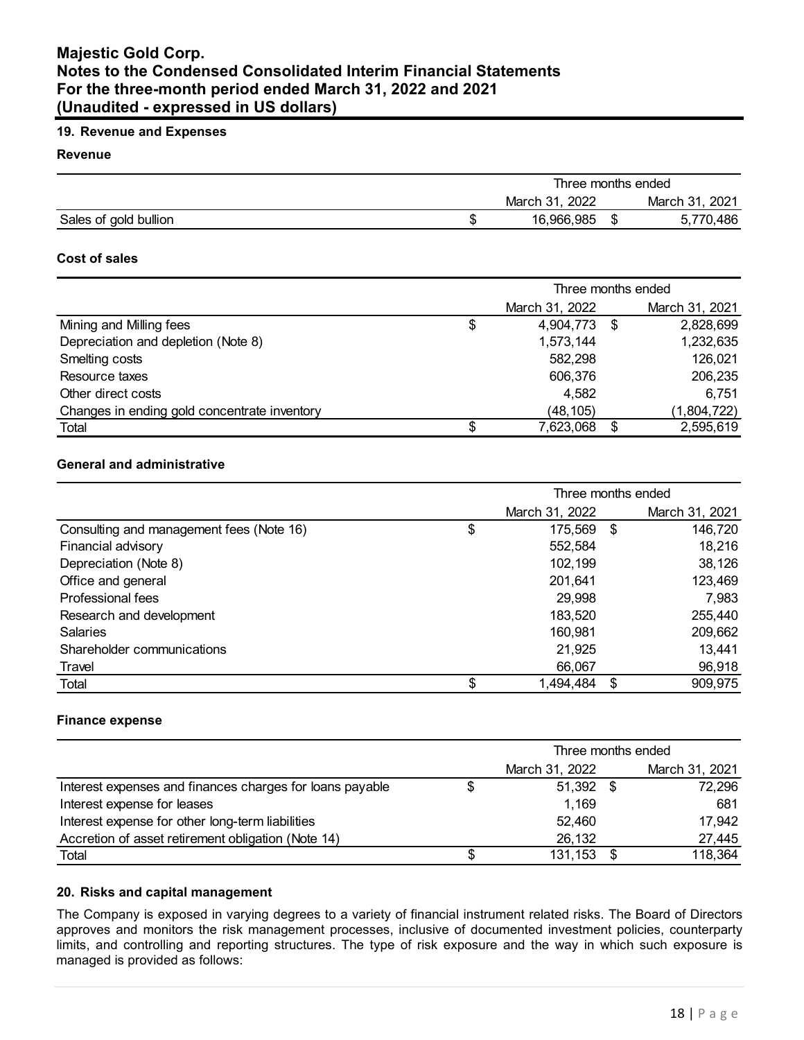## 19. Revenue and Expenses

### Revenue

| | Three months ended | |
|---|---|---|
| | March 31, 2022 | March 31, 2021 |
| Sales of gold bullion | $ 16,966,985 | $ 5,770,486 |

### Cost of sales

| | Three months ended | |
|---|---|---|
| | March 31, 2022 | March 31, 2021 |
| Mining and Milling fees | $ 4,904,773 | $ 2,828,699 |
| Depreciation and depletion (Note 8) | 1,573,144 | 1,232,635 |
| Smelting costs | 582,298 | 126,021 |
| Resource taxes | 606,376 | 206,235 |
| Other direct costs | 4,582 | 6,751 |
| Changes in ending gold concentrate inventory | (48,105) | (1,804,722) |
| Total | $ 7,623,068 | $ 2,595,619 |

### General and administrative

| | Three months ended | |
|---|---|---|
| | March 31, 2022 | March 31, 2021 |
| Consulting and management fees (Note 16) | $ 175,569 | $ 146,720 |
| Financial advisory | 552,584 | 18,216 |
| Depreciation (Note 8) | 102,199 | 38,126 |
| Office and general | 201,641 | 123,469 |
| Professional fees | 29,998 | 7,983 |
| Research and development | 183,520 | 255,440 |
| Salaries | 160,981 | 209,662 |
| Shareholder communications | 21,925 | 13,441 |
| Travel | 66,067 | 96,918 |
| Total | $ 1,494,484 | $ 909,975 |

### Finance expense

| | Three months ended | |
|---|---|---|
| | March 31, 2022 | March 31, 2021 |
| Interest expenses and finances charges for loans payable | $ 51,392 | $ 72,296 |
| Interest expense for leases | 1,169 | 681 |
| Interest expense for other long-term liabilities | 52,460 | 17,942 |
| Accretion of asset retirement obligation (Note 14) | 26,132 | 27,445 |
| Total | $ 131,153 | $ 118,364 |

## 20. Risks and capital management

The Company is exposed in varying degrees to a variety of financial instrument related risks. The Board of Directors approves and monitors the risk management processes, inclusive of documented investment policies, counterparty limits, and controlling and reporting structures. The type of risk exposure and the way in which such exposure is managed is provided as follows: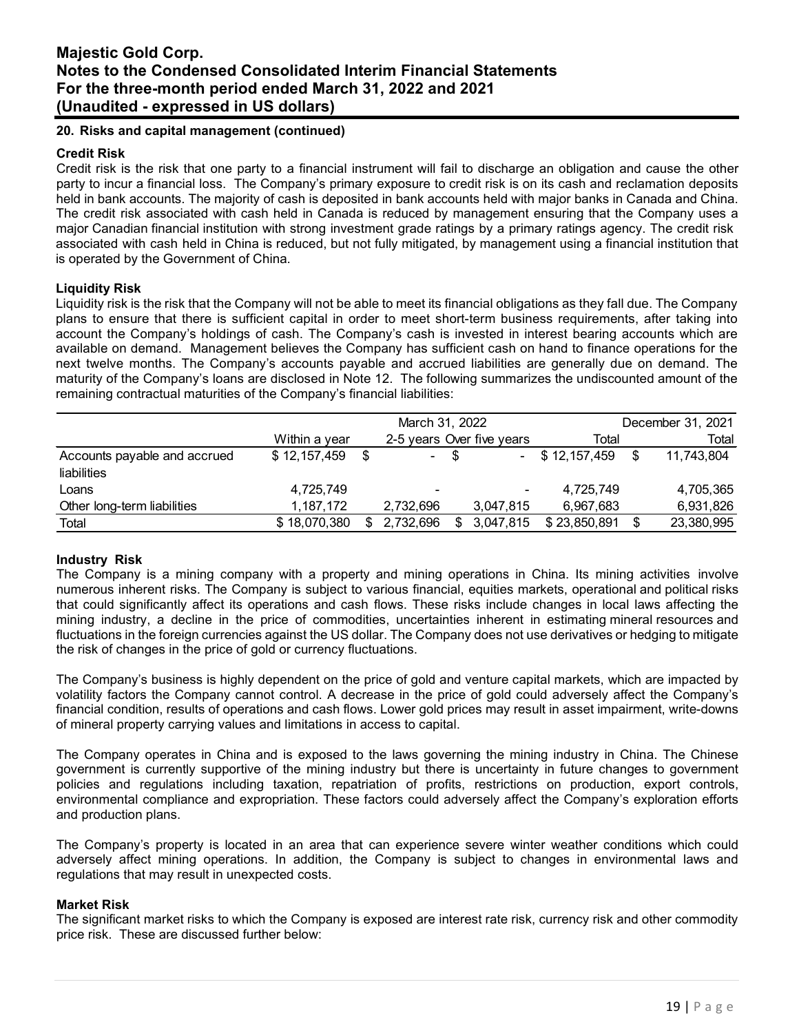## 20. Risks and capital management (continued)

### Credit Risk

Credit risk is the risk that one party to a financial instrument will fail to discharge an obligation and cause the other party to incur a financial loss. The Company's primary exposure to credit risk is on its cash and reclamation deposits held in bank accounts. The majority of cash is deposited in bank accounts held with major banks in Canada and China. The credit risk associated with cash held in Canada is reduced by management ensuring that the Company uses a major Canadian financial institution with strong investment grade ratings by a primary ratings agency. The credit risk associated with cash held in China is reduced, but not fully mitigated, by management using a financial institution that is operated by the Government of China.

### Liquidity Risk

Liquidity risk is the risk that the Company will not be able to meet its financial obligations as they fall due. The Company plans to ensure that there is sufficient capital in order to meet short-term business requirements, after taking into account the Company's holdings of cash. The Company's cash is invested in interest bearing accounts which are available on demand. Management believes the Company has sufficient cash on hand to finance operations for the next twelve months. The Company's accounts payable and accrued liabilities are generally due on demand. The maturity of the Company's loans are disclosed in Note 12. The following summarizes the undiscounted amount of the remaining contractual maturities of the Company's financial liabilities:

| | March 31, 2022 | | | | December 31, 2021 |
|---|---|---|---|---|---|
| | Within a year | 2-5 years | Over five years | Total | Total |
| Accounts payable and accrued liabilities | $ 12,157,459 | $ - | $ - | $ 12,157,459 | $ 11,743,804 |
| Loans | 4,725,749 | - | - | 4,725,749 | 4,705,365 |
| Other long-term liabilities | 1,187,172 | 2,732,696 | 3,047,815 | 6,967,683 | 6,931,826 |
| Total | $ 18,070,380 | $ 2,732,696 | $ 3,047,815 | $ 23,850,891 | $ 23,380,995 |

### Industry Risk

The Company is a mining company with a property and mining operations in China. Its mining activities involve numerous inherent risks. The Company is subject to various financial, equities markets, operational and political risks that could significantly affect its operations and cash flows. These risks include changes in local laws affecting the mining industry, a decline in the price of commodities, uncertainties inherent in estimating mineral resources and fluctuations in the foreign currencies against the US dollar. The Company does not use derivatives or hedging to mitigate the risk of changes in the price of gold or currency fluctuations.

The Company's business is highly dependent on the price of gold and venture capital markets, which are impacted by volatility factors the Company cannot control. A decrease in the price of gold could adversely affect the Company's financial condition, results of operations and cash flows. Lower gold prices may result in asset impairment, write-downs of mineral property carrying values and limitations in access to capital.

The Company operates in China and is exposed to the laws governing the mining industry in China. The Chinese government is currently supportive of the mining industry but there is uncertainty in future changes to government policies and regulations including taxation, repatriation of profits, restrictions on production, export controls, environmental compliance and expropriation. These factors could adversely affect the Company's exploration efforts and production plans.

The Company's property is located in an area that can experience severe winter weather conditions which could adversely affect mining operations. In addition, the Company is subject to changes in environmental laws and regulations that may result in unexpected costs.

### Market Risk

The significant market risks to which the Company is exposed are interest rate risk, currency risk and other commodity price risk. These are discussed further below: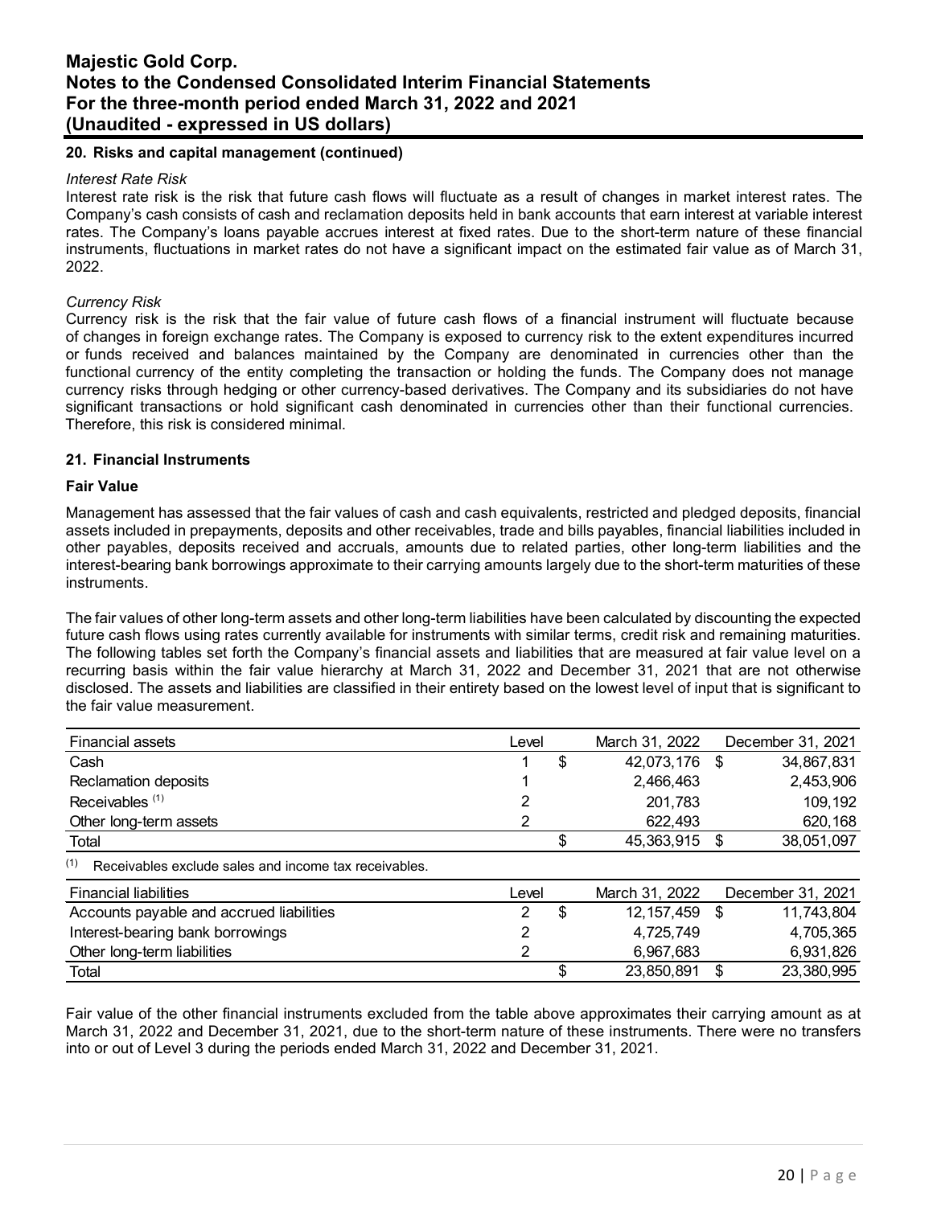## 20. Risks and capital management (continued)

*Interest Rate Risk*

Interest rate risk is the risk that future cash flows will fluctuate as a result of changes in market interest rates. The Company's cash consists of cash and reclamation deposits held in bank accounts that earn interest at variable interest rates. The Company's loans payable accrues interest at fixed rates. Due to the short-term nature of these financial instruments, fluctuations in market rates do not have a significant impact on the estimated fair value as of March 31, 2022.

*Currency Risk*

Currency risk is the risk that the fair value of future cash flows of a financial instrument will fluctuate because of changes in foreign exchange rates. The Company is exposed to currency risk to the extent expenditures incurred or funds received and balances maintained by the Company are denominated in currencies other than the functional currency of the entity completing the transaction or holding the funds. The Company does not manage currency risks through hedging or other currency-based derivatives. The Company and its subsidiaries do not have significant transactions or hold significant cash denominated in currencies other than their functional currencies. Therefore, this risk is considered minimal.

## 21. Financial Instruments

**Fair Value**

Management has assessed that the fair values of cash and cash equivalents, restricted and pledged deposits, financial assets included in prepayments, deposits and other receivables, trade and bills payables, financial liabilities included in other payables, deposits received and accruals, amounts due to related parties, other long-term liabilities and the interest-bearing bank borrowings approximate to their carrying amounts largely due to the short-term maturities of these instruments.

The fair values of other long-term assets and other long-term liabilities have been calculated by discounting the expected future cash flows using rates currently available for instruments with similar terms, credit risk and remaining maturities. The following tables set forth the Company's financial assets and liabilities that are measured at fair value level on a recurring basis within the fair value hierarchy at March 31, 2022 and December 31, 2021 that are not otherwise disclosed. The assets and liabilities are classified in their entirety based on the lowest level of input that is significant to the fair value measurement.

| Financial assets | Level | March 31, 2022 | December 31, 2021 |
|---|---|---|---|
| Cash | 1 | $ 42,073,176 | $ 34,867,831 |
| Reclamation deposits | 1 | 2,466,463 | 2,453,906 |
| Receivables [(1)] | 2 | 201,783 | 109,192 |
| Other long-term assets | 2 | 622,493 | 620,168 |
| Total | | $ 45,363,915 | $ 38,051,097 |

[(1)] Receivables exclude sales and income tax receivables.

| Financial liabilities | Level | March 31, 2022 | December 31, 2021 |
|---|---|---|---|
| Accounts payable and accrued liabilities | 2 | $ 12,157,459 | $ 11,743,804 |
| Interest-bearing bank borrowings | 2 | 4,725,749 | 4,705,365 |
| Other long-term liabilities | 2 | 6,967,683 | 6,931,826 |
| Total | | $ 23,850,891 | $ 23,380,995 |

Fair value of the other financial instruments excluded from the table above approximates their carrying amount as at March 31, 2022 and December 31, 2021, due to the short-term nature of these instruments. There were no transfers into or out of Level 3 during the periods ended March 31, 2022 and December 31, 2021.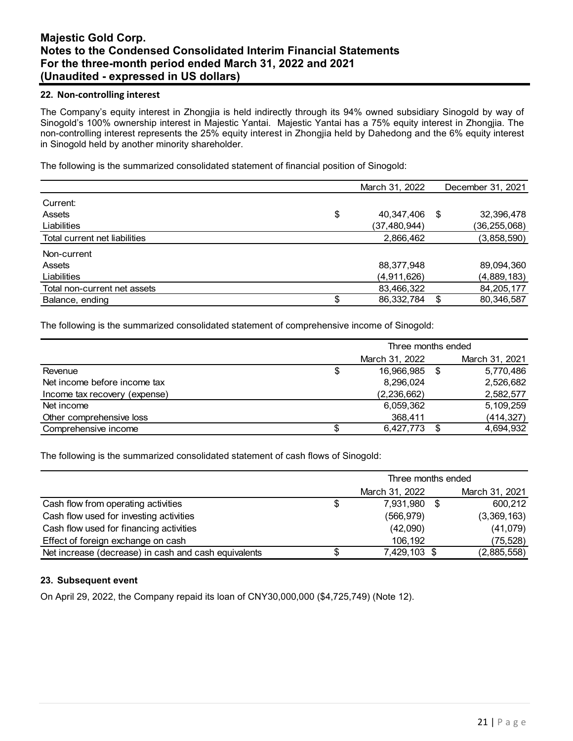## 22. Non-controlling interest

The Company's equity interest in Zhongjia is held indirectly through its 94% owned subsidiary Sinogold by way of Sinogold's 100% ownership interest in Majestic Yantai. Majestic Yantai has a 75% equity interest in Zhongjia. The non-controlling interest represents the 25% equity interest in Zhongjia held by Dahedong and the 6% equity interest in Sinogold held by another minority shareholder.

The following is the summarized consolidated statement of financial position of Sinogold:

| | March 31, 2022 | December 31, 2021 |
|---|---|---|
| Current: | | |
| Assets | $ 40,347,406 | $ 32,396,478 |
| Liabilities | (37,480,944) | (36,255,068) |
| Total current net liabilities | 2,866,462 | (3,858,590) |
| Non-current | | |
| Assets | 88,377,948 | 89,094,360 |
| Liabilities | (4,911,626) | (4,889,183) |
| Total non-current net assets | 83,466,322 | 84,205,177 |
| Balance, ending | $ 86,332,784 | $ 80,346,587 |

The following is the summarized consolidated statement of comprehensive income of Sinogold:

| | Three months ended | |
|---|---|---|
| | March 31, 2022 | March 31, 2021 |
| Revenue | $ 16,966,985 | $ 5,770,486 |
| Net income before income tax | 8,296,024 | 2,526,682 |
| Income tax recovery (expense) | (2,236,662) | 2,582,577 |
| Net income | 6,059,362 | 5,109,259 |
| Other comprehensive loss | 368,411 | (414,327) |
| Comprehensive income | $ 6,427,773 | $ 4,694,932 |

The following is the summarized consolidated statement of cash flows of Sinogold:

| | Three months ended | |
|---|---|---|
| | March 31, 2022 | March 31, 2021 |
| Cash flow from operating activities | $ 7,931,980 | $ 600,212 |
| Cash flow used for investing activities | (566,979) | (3,369,163) |
| Cash flow used for financing activities | (42,090) | (41,079) |
| Effect of foreign exchange on cash | 106,192 | (75,528) |
| Net increase (decrease) in cash and cash equivalents | $ 7,429,103 | $ (2,885,558) |

## 23. Subsequent event

On April 29, 2022, the Company repaid its loan of CNY30,000,000 ($4,725,749) (Note 12).